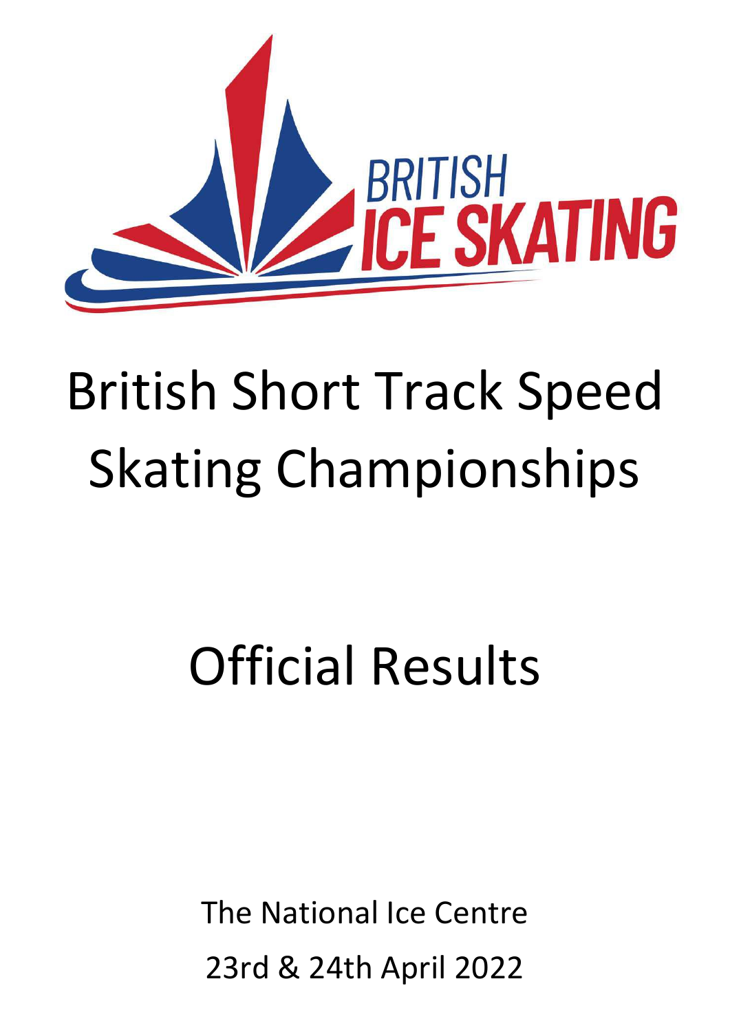BRITISH ICE SKATING

# British Short Track Speed Skating Championships

# Official Results

The National Ice Centre

23rd & 24th April 2022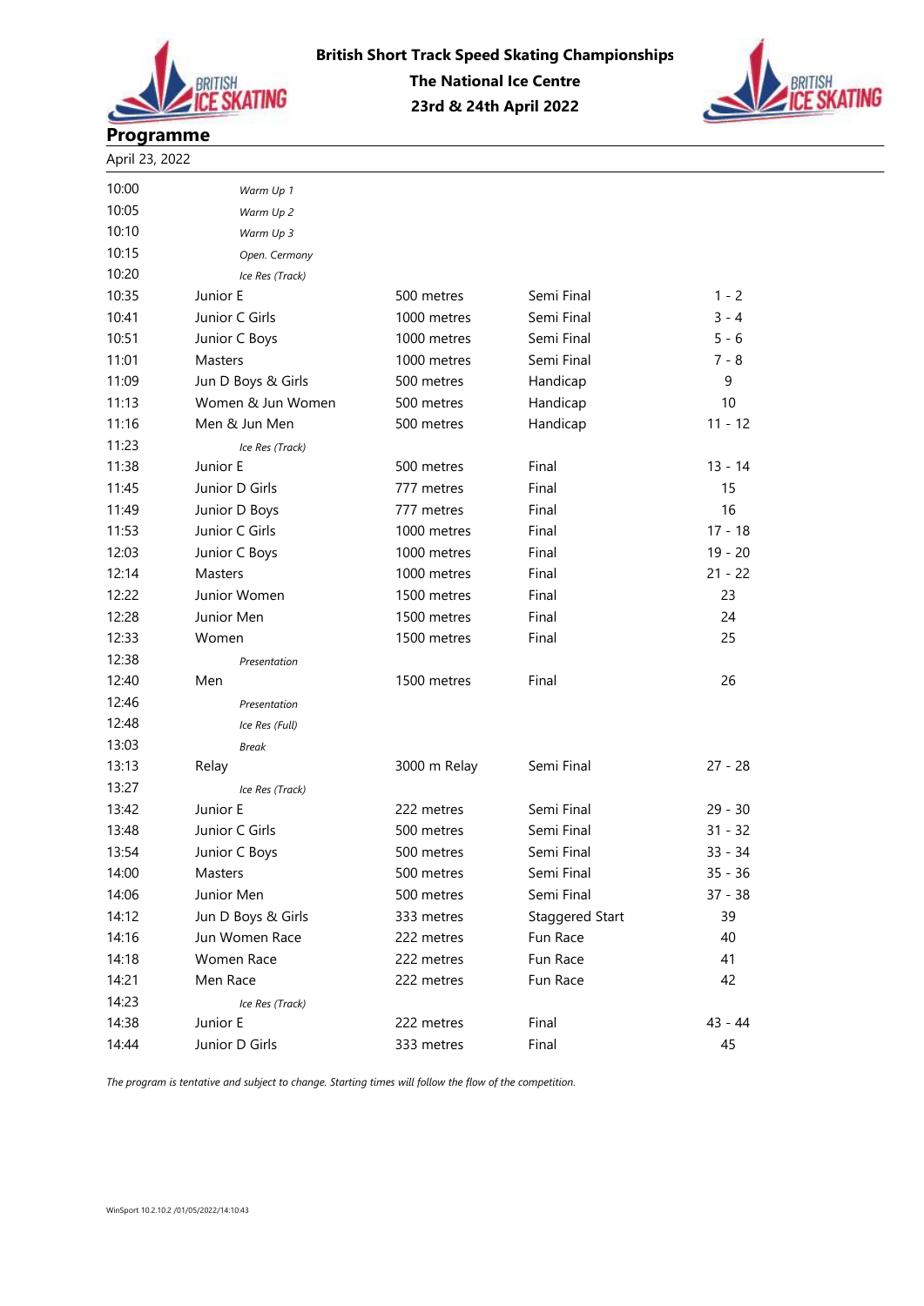**British Short Track Speed Skating Championships**

**The National Ice Centre**

**23rd & 24th April 2022**

## Programme

April 23, 2022

| Time | Category | Distance | Round | Race |
|---|---|---|---|---|
| 10:00 | *Warm Up 1* | | | |
| 10:05 | *Warm Up 2* | | | |
| 10:10 | *Warm Up 3* | | | |
| 10:15 | *Open. Cermony* | | | |
| 10:20 | *Ice Res (Track)* | | | |
| 10:35 | Junior E | 500 metres | Semi Final | 1 - 2 |
| 10:41 | Junior C Girls | 1000 metres | Semi Final | 3 - 4 |
| 10:51 | Junior C Boys | 1000 metres | Semi Final | 5 - 6 |
| 11:01 | Masters | 1000 metres | Semi Final | 7 - 8 |
| 11:09 | Jun D Boys & Girls | 500 metres | Handicap | 9 |
| 11:13 | Women & Jun Women | 500 metres | Handicap | 10 |
| 11:16 | Men & Jun Men | 500 metres | Handicap | 11 - 12 |
| 11:23 | *Ice Res (Track)* | | | |
| 11:38 | Junior E | 500 metres | Final | 13 - 14 |
| 11:45 | Junior D Girls | 777 metres | Final | 15 |
| 11:49 | Junior D Boys | 777 metres | Final | 16 |
| 11:53 | Junior C Girls | 1000 metres | Final | 17 - 18 |
| 12:03 | Junior C Boys | 1000 metres | Final | 19 - 20 |
| 12:14 | Masters | 1000 metres | Final | 21 - 22 |
| 12:22 | Junior Women | 1500 metres | Final | 23 |
| 12:28 | Junior Men | 1500 metres | Final | 24 |
| 12:33 | Women | 1500 metres | Final | 25 |
| 12:38 | *Presentation* | | | |
| 12:40 | Men | 1500 metres | Final | 26 |
| 12:46 | *Presentation* | | | |
| 12:48 | *Ice Res (Full)* | | | |
| 13:03 | *Break* | | | |
| 13:13 | Relay | 3000 m Relay | Semi Final | 27 - 28 |
| 13:27 | *Ice Res (Track)* | | | |
| 13:42 | Junior E | 222 metres | Semi Final | 29 - 30 |
| 13:48 | Junior C Girls | 500 metres | Semi Final | 31 - 32 |
| 13:54 | Junior C Boys | 500 metres | Semi Final | 33 - 34 |
| 14:00 | Masters | 500 metres | Semi Final | 35 - 36 |
| 14:06 | Junior Men | 500 metres | Semi Final | 37 - 38 |
| 14:12 | Jun D Boys & Girls | 333 metres | Staggered Start | 39 |
| 14:16 | Jun Women Race | 222 metres | Fun Race | 40 |
| 14:18 | Women Race | 222 metres | Fun Race | 41 |
| 14:21 | Men Race | 222 metres | Fun Race | 42 |
| 14:23 | *Ice Res (Track)* | | | |
| 14:38 | Junior E | 222 metres | Final | 43 - 44 |
| 14:44 | Junior D Girls | 333 metres | Final | 45 |

*The program is tentative and subject to change. Starting times will follow the flow of the competition.*

WinSport 10.2.10.2 /01/05/2022/14:10:43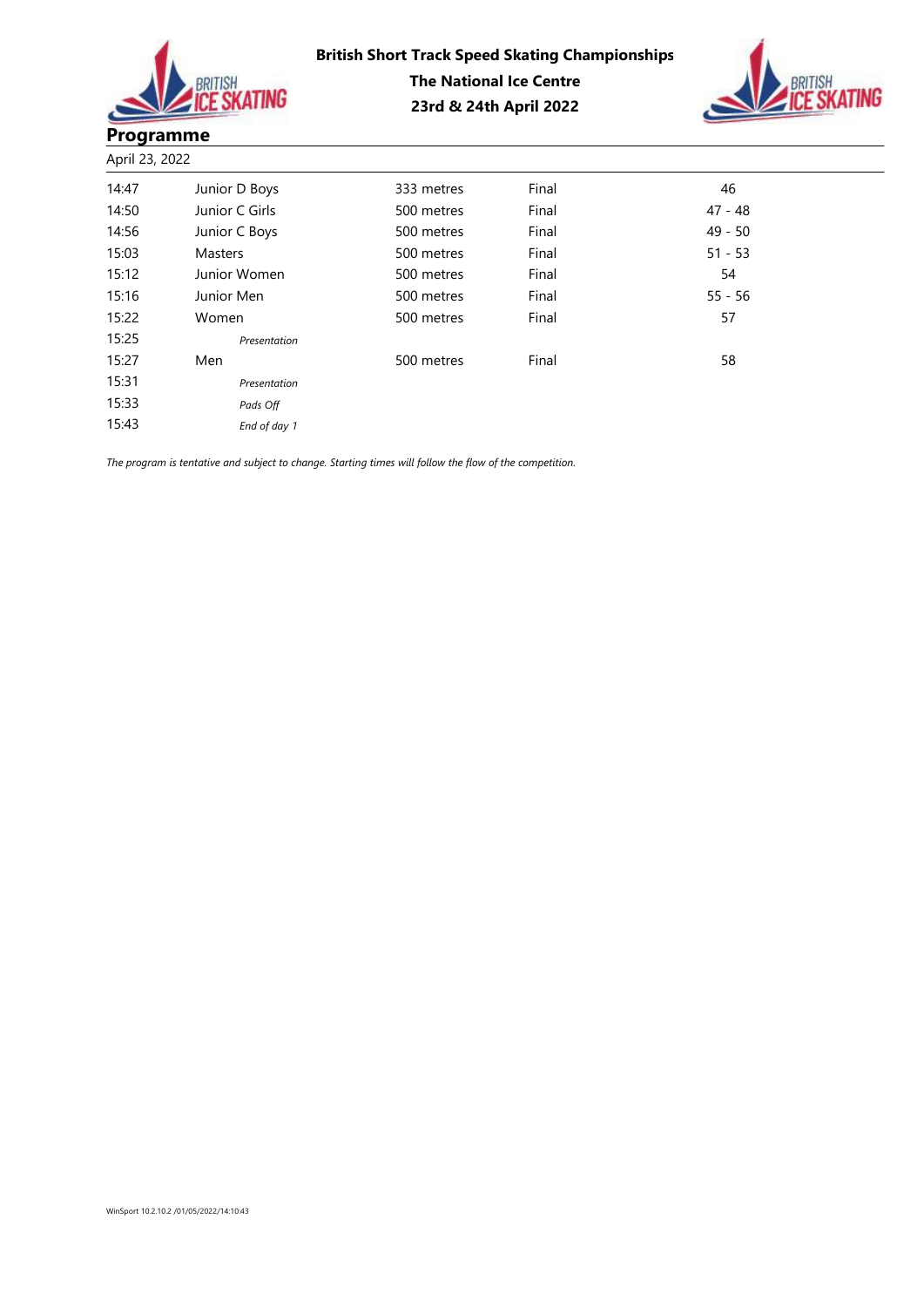**British Short Track Speed Skating Championships**
**The National Ice Centre**
**23rd & 24th April 2022**

## Programme

April 23, 2022

| | | | | |
|---|---|---|---|---|
| 14:47 | Junior D Boys | 333 metres | Final | 46 |
| 14:50 | Junior C Girls | 500 metres | Final | 47 - 48 |
| 14:56 | Junior C Boys | 500 metres | Final | 49 - 50 |
| 15:03 | Masters | 500 metres | Final | 51 - 53 |
| 15:12 | Junior Women | 500 metres | Final | 54 |
| 15:16 | Junior Men | 500 metres | Final | 55 - 56 |
| 15:22 | Women | 500 metres | Final | 57 |
| 15:25 | *Presentation* | | | |
| 15:27 | Men | 500 metres | Final | 58 |
| 15:31 | *Presentation* | | | |
| 15:33 | *Pads Off* | | | |
| 15:43 | *End of day 1* | | | |

*The program is tentative and subject to change. Starting times will follow the flow of the competition.*

WinSport 10.2.10.2 /01/05/2022/14:10:43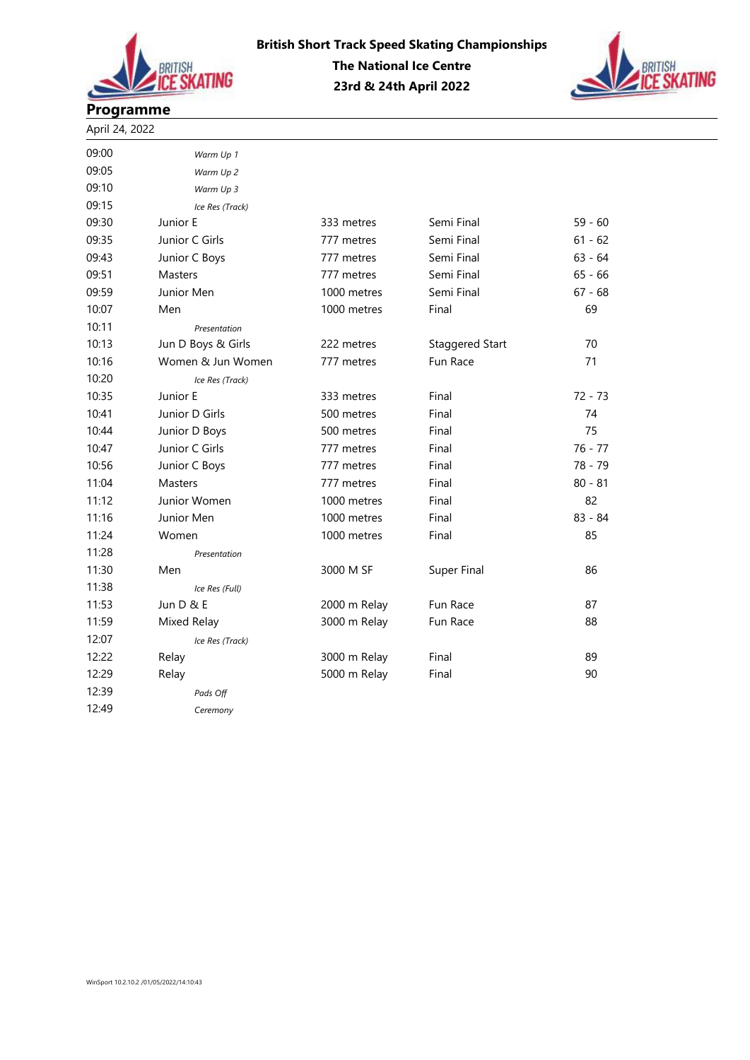**British Short Track Speed Skating Championships**
**The National Ice Centre**
**23rd & 24th April 2022**

## Programme

April 24, 2022

| | | | | |
|---|---|---|---|---|
| 09:00 | *Warm Up 1* | | | |
| 09:05 | *Warm Up 2* | | | |
| 09:10 | *Warm Up 3* | | | |
| 09:15 | *Ice Res (Track)* | | | |
| 09:30 | Junior E | 333 metres | Semi Final | 59 - 60 |
| 09:35 | Junior C Girls | 777 metres | Semi Final | 61 - 62 |
| 09:43 | Junior C Boys | 777 metres | Semi Final | 63 - 64 |
| 09:51 | Masters | 777 metres | Semi Final | 65 - 66 |
| 09:59 | Junior Men | 1000 metres | Semi Final | 67 - 68 |
| 10:07 | Men | 1000 metres | Final | 69 |
| 10:11 | *Presentation* | | | |
| 10:13 | Jun D Boys & Girls | 222 metres | Staggered Start | 70 |
| 10:16 | Women & Jun Women | 777 metres | Fun Race | 71 |
| 10:20 | *Ice Res (Track)* | | | |
| 10:35 | Junior E | 333 metres | Final | 72 - 73 |
| 10:41 | Junior D Girls | 500 metres | Final | 74 |
| 10:44 | Junior D Boys | 500 metres | Final | 75 |
| 10:47 | Junior C Girls | 777 metres | Final | 76 - 77 |
| 10:56 | Junior C Boys | 777 metres | Final | 78 - 79 |
| 11:04 | Masters | 777 metres | Final | 80 - 81 |
| 11:12 | Junior Women | 1000 metres | Final | 82 |
| 11:16 | Junior Men | 1000 metres | Final | 83 - 84 |
| 11:24 | Women | 1000 metres | Final | 85 |
| 11:28 | *Presentation* | | | |
| 11:30 | Men | 3000 M SF | Super Final | 86 |
| 11:38 | *Ice Res (Full)* | | | |
| 11:53 | Jun D & E | 2000 m Relay | Fun Race | 87 |
| 11:59 | Mixed Relay | 3000 m Relay | Fun Race | 88 |
| 12:07 | *Ice Res (Track)* | | | |
| 12:22 | Relay | 3000 m Relay | Final | 89 |
| 12:29 | Relay | 5000 m Relay | Final | 90 |
| 12:39 | *Pads Off* | | | |
| 12:49 | *Ceremony* | | | |

WinSport 10.2.10.2 /01/05/2022/14:10:43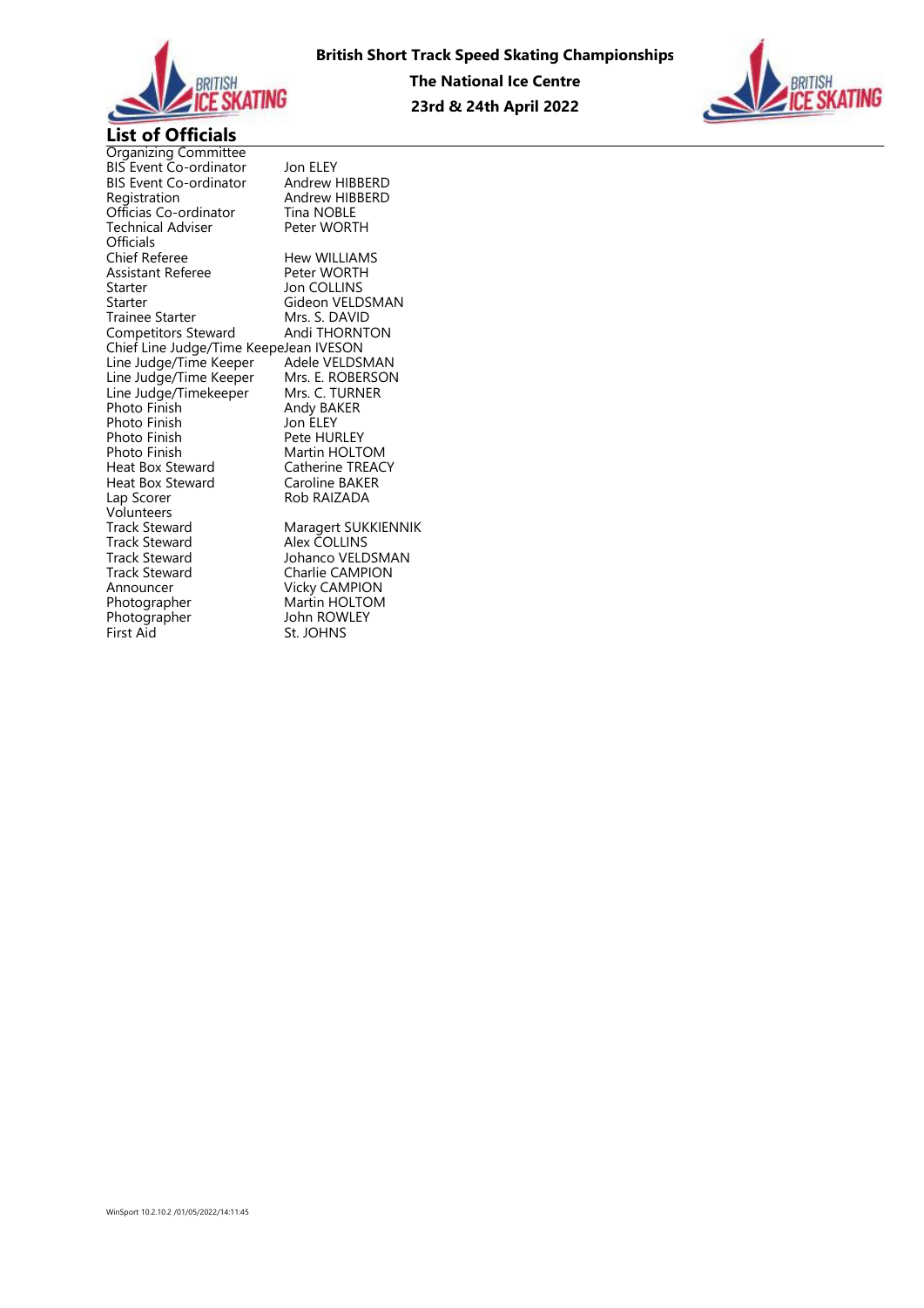**British Short Track Speed Skating Championships**

**The National Ice Centre**

**23rd & 24th April 2022**

## List of Officials

| Role | Name |
|---|---|
| **Organizing Committee** | |
| BIS Event Co-ordinator | Jon ELEY |
| BIS Event Co-ordinator | Andrew HIBBERD |
| Registration | Andrew HIBBERD |
| Officias Co-ordinator | Tina NOBLE |
| Technical Adviser | Peter WORTH |
| **Officials** | |
| Chief Referee | Hew WILLIAMS |
| Assistant Referee | Peter WORTH |
| Starter | Jon COLLINS |
| Starter | Gideon VELDSMAN |
| Trainee Starter | Mrs. S. DAVID |
| Competitors Steward | Andi THORNTON |
| Chief Line Judge/Time Keepe | Jean IVESON |
| Line Judge/Time Keeper | Adele VELDSMAN |
| Line Judge/Time Keeper | Mrs. E. ROBERSON |
| Line Judge/Timekeeper | Mrs. C. TURNER |
| Photo Finish | Andy BAKER |
| Photo Finish | Jon ELEY |
| Photo Finish | Pete HURLEY |
| Photo Finish | Martin HOLTOM |
| Heat Box Steward | Catherine TREACY |
| Heat Box Steward | Caroline BAKER |
| Lap Scorer | Rob RAIZADA |
| **Volunteers** | |
| Track Steward | Maragert SUKKIENNIK |
| Track Steward | Alex COLLINS |
| Track Steward | Johanco VELDSMAN |
| Track Steward | Charlie CAMPION |
| Announcer | Vicky CAMPION |
| Photographer | Martin HOLTOM |
| Photographer | John ROWLEY |
| First Aid | St. JOHNS |

WinSport 10.2.10.2 /01/05/2022/14:11:45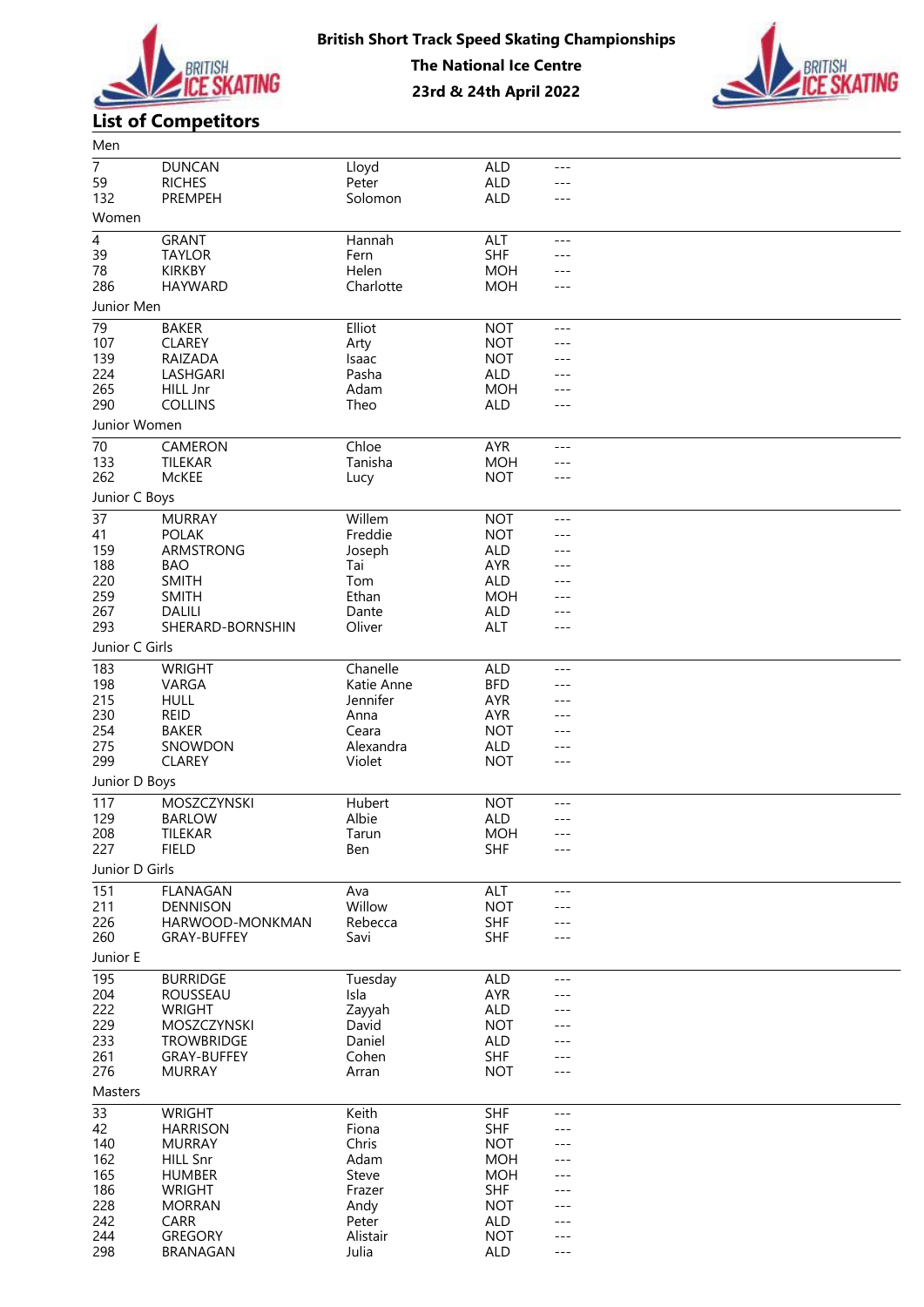**British Short Track Speed Skating Championships**

**The National Ice Centre**

**23rd & 24th April 2022**

## List of Competitors

### Men

| | | | | |
|---|---|---|---|---|
| 7 | DUNCAN | Lloyd | ALD | --- |
| 59 | RICHES | Peter | ALD | --- |
| 132 | PREMPEH | Solomon | ALD | --- |

### Women

| | | | | |
|---|---|---|---|---|
| 4 | GRANT | Hannah | ALT | --- |
| 39 | TAYLOR | Fern | SHF | --- |
| 78 | KIRKBY | Helen | MOH | --- |
| 286 | HAYWARD | Charlotte | MOH | --- |

### Junior Men

| | | | | |
|---|---|---|---|---|
| 79 | BAKER | Elliot | NOT | --- |
| 107 | CLAREY | Arty | NOT | --- |
| 139 | RAIZADA | Isaac | NOT | --- |
| 224 | LASHGARI | Pasha | ALD | --- |
| 265 | HILL Jnr | Adam | MOH | --- |
| 290 | COLLINS | Theo | ALD | --- |

### Junior Women

| | | | | |
|---|---|---|---|---|
| 70 | CAMERON | Chloe | AYR | --- |
| 133 | TILEKAR | Tanisha | MOH | --- |
| 262 | McKEE | Lucy | NOT | --- |

### Junior C Boys

| | | | | |
|---|---|---|---|---|
| 37 | MURRAY | Willem | NOT | --- |
| 41 | POLAK | Freddie | NOT | --- |
| 159 | ARMSTRONG | Joseph | ALD | --- |
| 188 | BAO | Tai | AYR | --- |
| 220 | SMITH | Tom | ALD | --- |
| 259 | SMITH | Ethan | MOH | --- |
| 267 | DALILI | Dante | ALD | --- |
| 293 | SHERARD-BORNSHIN | Oliver | ALT | --- |

### Junior C Girls

| | | | | |
|---|---|---|---|---|
| 183 | WRIGHT | Chanelle | ALD | --- |
| 198 | VARGA | Katie Anne | BFD | --- |
| 215 | HULL | Jennifer | AYR | --- |
| 230 | REID | Anna | AYR | --- |
| 254 | BAKER | Ceara | NOT | --- |
| 275 | SNOWDON | Alexandra | ALD | --- |
| 299 | CLAREY | Violet | NOT | --- |

### Junior D Boys

| | | | | |
|---|---|---|---|---|
| 117 | MOSZCZYNSKI | Hubert | NOT | --- |
| 129 | BARLOW | Albie | ALD | --- |
| 208 | TILEKAR | Tarun | MOH | --- |
| 227 | FIELD | Ben | SHF | --- |

### Junior D Girls

| | | | | |
|---|---|---|---|---|
| 151 | FLANAGAN | Ava | ALT | --- |
| 211 | DENNISON | Willow | NOT | --- |
| 226 | HARWOOD-MONKMAN | Rebecca | SHF | --- |
| 260 | GRAY-BUFFEY | Savi | SHF | --- |

### Junior E

| | | | | |
|---|---|---|---|---|
| 195 | BURRIDGE | Tuesday | ALD | --- |
| 204 | ROUSSEAU | Isla | AYR | --- |
| 222 | WRIGHT | Zayyah | ALD | --- |
| 229 | MOSZCZYNSKI | David | NOT | --- |
| 233 | TROWBRIDGE | Daniel | ALD | --- |
| 261 | GRAY-BUFFEY | Cohen | SHF | --- |
| 276 | MURRAY | Arran | NOT | --- |

### Masters

| | | | | |
|---|---|---|---|---|
| 33 | WRIGHT | Keith | SHF | --- |
| 42 | HARRISON | Fiona | SHF | --- |
| 140 | MURRAY | Chris | NOT | --- |
| 162 | HILL Snr | Adam | MOH | --- |
| 165 | HUMBER | Steve | MOH | --- |
| 186 | WRIGHT | Frazer | SHF | --- |
| 228 | MORRAN | Andy | NOT | --- |
| 242 | CARR | Peter | ALD | --- |
| 244 | GREGORY | Alistair | NOT | --- |
| 298 | BRANAGAN | Julia | ALD | --- |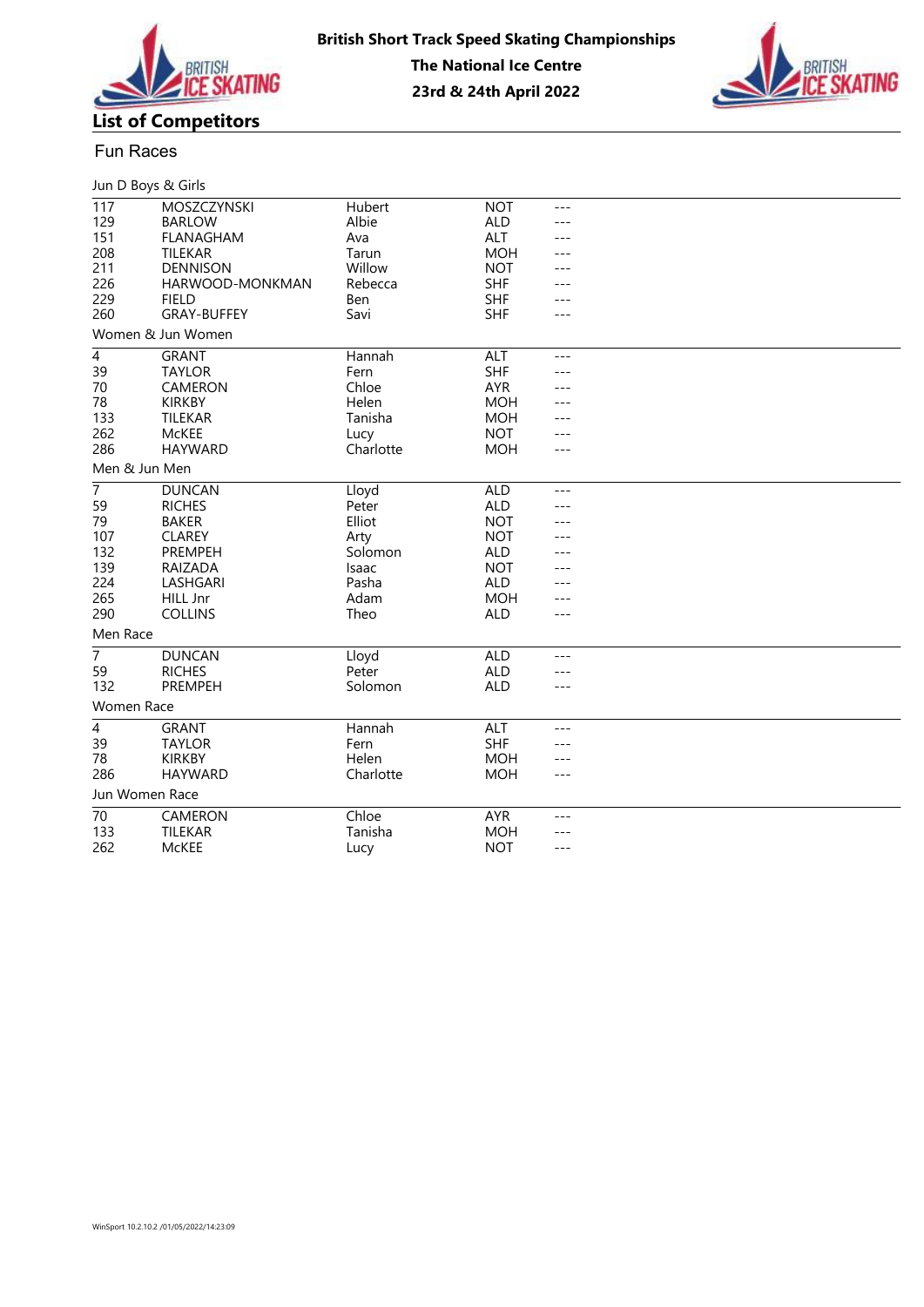# British Short Track Speed Skating Championships

**The National Ice Centre**

**23rd & 24th April 2022**

## List of Competitors

### Fun Races

Jun D Boys & Girls

| | | | | |
|---|---|---|---|---|
| 117 | MOSZCZYNSKI | Hubert | NOT | --- |
| 129 | BARLOW | Albie | ALD | --- |
| 151 | FLANAGHAM | Ava | ALT | --- |
| 208 | TILEKAR | Tarun | MOH | --- |
| 211 | DENNISON | Willow | NOT | --- |
| 226 | HARWOOD-MONKMAN | Rebecca | SHF | --- |
| 229 | FIELD | Ben | SHF | --- |
| 260 | GRAY-BUFFEY | Savi | SHF | --- |

Women & Jun Women

| | | | | |
|---|---|---|---|---|
| 4 | GRANT | Hannah | ALT | --- |
| 39 | TAYLOR | Fern | SHF | --- |
| 70 | CAMERON | Chloe | AYR | --- |
| 78 | KIRKBY | Helen | MOH | --- |
| 133 | TILEKAR | Tanisha | MOH | --- |
| 262 | McKEE | Lucy | NOT | --- |
| 286 | HAYWARD | Charlotte | MOH | --- |

Men & Jun Men

| | | | | |
|---|---|---|---|---|
| 7 | DUNCAN | Lloyd | ALD | --- |
| 59 | RICHES | Peter | ALD | --- |
| 79 | BAKER | Elliot | NOT | --- |
| 107 | CLAREY | Arty | NOT | --- |
| 132 | PREMPEH | Solomon | ALD | --- |
| 139 | RAIZADA | Isaac | NOT | --- |
| 224 | LASHGARI | Pasha | ALD | --- |
| 265 | HILL Jnr | Adam | MOH | --- |
| 290 | COLLINS | Theo | ALD | --- |

Men Race

| | | | | |
|---|---|---|---|---|
| 7 | DUNCAN | Lloyd | ALD | --- |
| 59 | RICHES | Peter | ALD | --- |
| 132 | PREMPEH | Solomon | ALD | --- |

Women Race

| | | | | |
|---|---|---|---|---|
| 4 | GRANT | Hannah | ALT | --- |
| 39 | TAYLOR | Fern | SHF | --- |
| 78 | KIRKBY | Helen | MOH | --- |
| 286 | HAYWARD | Charlotte | MOH | --- |

Jun Women Race

| | | | | |
|---|---|---|---|---|
| 70 | CAMERON | Chloe | AYR | --- |
| 133 | TILEKAR | Tanisha | MOH | --- |
| 262 | McKEE | Lucy | NOT | --- |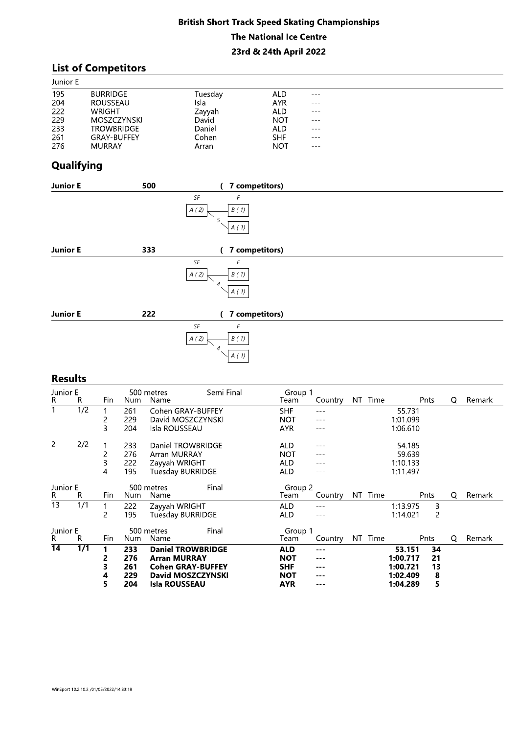**British Short Track Speed Skating Championships**

**The National Ice Centre**

**23rd & 24th April 2022**

## List of Competitors

Junior E

| | | | | |
|---|---|---|---|---|
| 195 | BURRIDGE | Tuesday | ALD | --- |
| 204 | ROUSSEAU | Isla | AYR | --- |
| 222 | WRIGHT | Zayyah | ALD | --- |
| 229 | MOSZCZYNSKI | David | NOT | --- |
| 233 | TROWBRIDGE | Daniel | ALD | --- |
| 261 | GRAY-BUFFEY | Cohen | SHF | --- |
| 276 | MURRAY | Arran | NOT | --- |

## Qualifying

**Junior E** **500** **( 7 competitors)**

SF: A ( 2 ) → F: B ( 1 ); 5 → A ( 1 )

**Junior E** **333** **( 7 competitors)**

SF: A ( 2 ) → F: B ( 1 ); 4 → A ( 1 )

**Junior E** **222** **( 7 competitors)**

SF: A ( 2 ) → F: B ( 1 ); 4 → A ( 1 )

## Results

Junior E — 500 metres — Semi Final — Group 1

| R | R | Fin | Num | Name | Team | Country | NT | Time | Pnts | Q | Remark |
|---|---|---|---|---|---|---|---|---|---|---|---|
| 1 | 1/2 | 1 | 261 | Cohen GRAY-BUFFEY | SHF | --- | | 55.731 | | | |
| | | 2 | 229 | David MOSZCZYNSKI | NOT | --- | | 1:01.099 | | | |
| | | 3 | 204 | Isla ROUSSEAU | AYR | --- | | 1:06.610 | | | |
| 2 | 2/2 | 1 | 233 | Daniel TROWBRIDGE | ALD | --- | | 54.185 | | | |
| | | 2 | 276 | Arran MURRAY | NOT | --- | | 59.639 | | | |
| | | 3 | 222 | Zayyah WRIGHT | ALD | --- | | 1:10.133 | | | |
| | | 4 | 195 | Tuesday BURRIDGE | ALD | --- | | 1:11.497 | | | |

Junior E — 500 metres — Final — Group 2

| R | R | Fin | Num | Name | Team | Country | NT | Time | Pnts | Q | Remark |
|---|---|---|---|---|---|---|---|---|---|---|---|
| 13 | 1/1 | 1 | 222 | Zayyah WRIGHT | ALD | --- | | 1:13.975 | 3 | | |
| | | 2 | 195 | Tuesday BURRIDGE | ALD | --- | | 1:14.021 | 2 | | |

Junior E — 500 metres — Final — Group 1

| R | R | Fin | Num | Name | Team | Country | NT | Time | Pnts | Q | Remark |
|---|---|---|---|---|---|---|---|---|---|---|---|
| 14 | 1/1 | **1** | **233** | **Daniel TROWBRIDGE** | **ALD** | --- | | **53.151** | **34** | | |
| | | **2** | **276** | **Arran MURRAY** | **NOT** | --- | | **1:00.717** | **21** | | |
| | | **3** | **261** | **Cohen GRAY-BUFFEY** | **SHF** | --- | | **1:00.721** | **13** | | |
| | | **4** | **229** | **David MOSZCZYNSKI** | **NOT** | --- | | **1:02.409** | **8** | | |
| | | **5** | **204** | **Isla ROUSSEAU** | **AYR** | --- | | **1:04.289** | **5** | | |

WinSport 10.2.10.2 /01/05/2022/14:33:18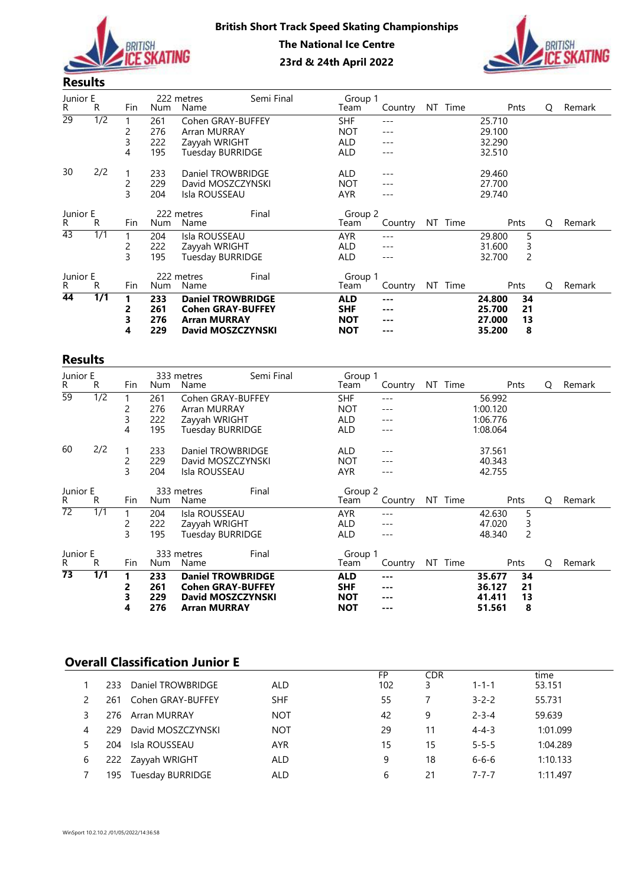**British Short Track Speed Skating Championships**

**The National Ice Centre**

**23rd & 24th April 2022**

## Results

| Junior E R | R | Fin | 222 metres Num | Semi Final Name | Group 1 Team | Country | NT | Time | Pnts | Q | Remark |
|---|---|---|---|---|---|---|---|---|---|---|---|
| 29 | 1/2 | 1 | 261 | Cohen GRAY-BUFFEY | SHF | --- | | 25.710 | | | |
| | | 2 | 276 | Arran MURRAY | NOT | --- | | 29.100 | | | |
| | | 3 | 222 | Zayyah WRIGHT | ALD | --- | | 32.290 | | | |
| | | 4 | 195 | Tuesday BURRIDGE | ALD | --- | | 32.510 | | | |
| 30 | 2/2 | 1 | 233 | Daniel TROWBRIDGE | ALD | --- | | 29.460 | | | |
| | | 2 | 229 | David MOSZCZYNSKI | NOT | --- | | 27.700 | | | |
| | | 3 | 204 | Isla ROUSSEAU | AYR | --- | | 29.740 | | | |

| Junior E R | R | Fin | 222 metres Num | Final Name | Group 2 Team | Country | NT | Time | Pnts | Q | Remark |
|---|---|---|---|---|---|---|---|---|---|---|---|
| 43 | 1/1 | 1 | 204 | Isla ROUSSEAU | AYR | --- | | 29.800 | 5 | | |
| | | 2 | 222 | Zayyah WRIGHT | ALD | --- | | 31.600 | 3 | | |
| | | 3 | 195 | Tuesday BURRIDGE | ALD | --- | | 32.700 | 2 | | |

| Junior E R | R | Fin | 222 metres Num | Final Name | Group 1 Team | Country | NT | Time | Pnts | Q | Remark |
|---|---|---|---|---|---|---|---|---|---|---|---|
| **44** | **1/1** | **1** | **233** | **Daniel TROWBRIDGE** | **ALD** | **---** | | **24.800** | **34** | | |
| | | **2** | **261** | **Cohen GRAY-BUFFEY** | **SHF** | **---** | | **25.700** | **21** | | |
| | | **3** | **276** | **Arran MURRAY** | **NOT** | **---** | | **27.000** | **13** | | |
| | | **4** | **229** | **David MOSZCZYNSKI** | **NOT** | **---** | | **35.200** | **8** | | |

## Results

| Junior E R | R | Fin | 333 metres Num | Semi Final Name | Group 1 Team | Country | NT | Time | Pnts | Q | Remark |
|---|---|---|---|---|---|---|---|---|---|---|---|
| 59 | 1/2 | 1 | 261 | Cohen GRAY-BUFFEY | SHF | --- | | 56.992 | | | |
| | | 2 | 276 | Arran MURRAY | NOT | --- | | 1:00.120 | | | |
| | | 3 | 222 | Zayyah WRIGHT | ALD | --- | | 1:06.776 | | | |
| | | 4 | 195 | Tuesday BURRIDGE | ALD | --- | | 1:08.064 | | | |
| 60 | 2/2 | 1 | 233 | Daniel TROWBRIDGE | ALD | --- | | 37.561 | | | |
| | | 2 | 229 | David MOSZCZYNSKI | NOT | --- | | 40.343 | | | |
| | | 3 | 204 | Isla ROUSSEAU | AYR | --- | | 42.755 | | | |

| Junior E R | R | Fin | 333 metres Num | Final Name | Group 2 Team | Country | NT | Time | Pnts | Q | Remark |
|---|---|---|---|---|---|---|---|---|---|---|---|
| 72 | 1/1 | 1 | 204 | Isla ROUSSEAU | AYR | --- | | 42.630 | 5 | | |
| | | 2 | 222 | Zayyah WRIGHT | ALD | --- | | 47.020 | 3 | | |
| | | 3 | 195 | Tuesday BURRIDGE | ALD | --- | | 48.340 | 2 | | |

| Junior E R | R | Fin | 333 metres Num | Final Name | Group 1 Team | Country | NT | Time | Pnts | Q | Remark |
|---|---|---|---|---|---|---|---|---|---|---|---|
| **73** | **1/1** | **1** | **233** | **Daniel TROWBRIDGE** | **ALD** | **---** | | **35.677** | **34** | | |
| | | **2** | **261** | **Cohen GRAY-BUFFEY** | **SHF** | **---** | | **36.127** | **21** | | |
| | | **3** | **229** | **David MOSZCZYNSKI** | **NOT** | **---** | | **41.411** | **13** | | |
| | | **4** | **276** | **Arran MURRAY** | **NOT** | **---** | | **51.561** | **8** | | |

## Overall Classification Junior E

| | | | | FP | CDR | | time |
|---|---|---|---|---|---|---|---|
| 1 | 233 | Daniel TROWBRIDGE | ALD | 102 | 3 | 1-1-1 | 53.151 |
| 2 | 261 | Cohen GRAY-BUFFEY | SHF | 55 | 7 | 3-2-2 | 55.731 |
| 3 | 276 | Arran MURRAY | NOT | 42 | 9 | 2-3-4 | 59.639 |
| 4 | 229 | David MOSZCZYNSKI | NOT | 29 | 11 | 4-4-3 | 1:01.099 |
| 5 | 204 | Isla ROUSSEAU | AYR | 15 | 15 | 5-5-5 | 1:04.289 |
| 6 | 222 | Zayyah WRIGHT | ALD | 9 | 18 | 6-6-6 | 1:10.133 |
| 7 | 195 | Tuesday BURRIDGE | ALD | 6 | 21 | 7-7-7 | 1:11.497 |

WinSport 10.2.10.2 /01/05/2022/14:36:58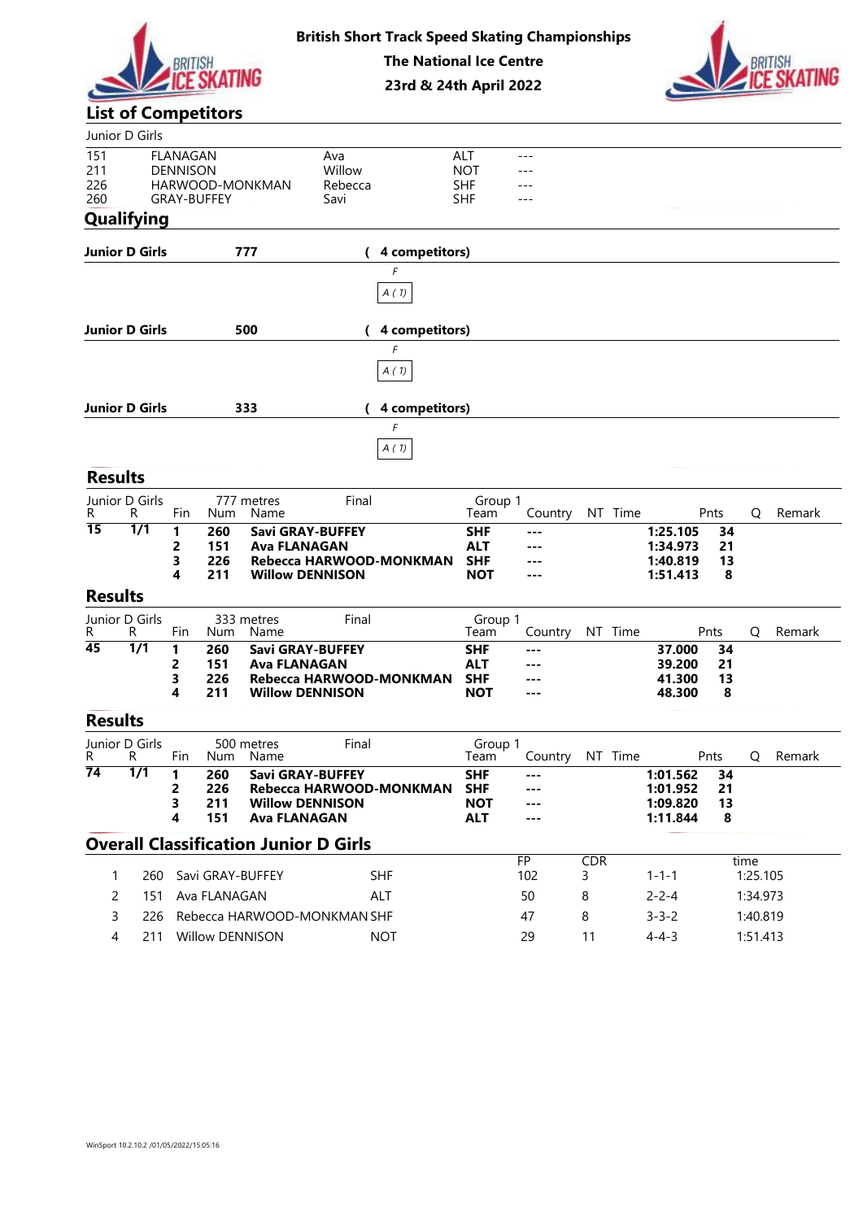British Short Track Speed Skating Championships
The National Ice Centre
23rd & 24th April 2022

## List of Competitors

Junior D Girls

| | | | | |
|---|---|---|---|---|
| 151 | FLANAGAN | Ava | ALT | --- |
| 211 | DENNISON | Willow | NOT | --- |
| 226 | HARWOOD-MONKMAN | Rebecca | SHF | --- |
| 260 | GRAY-BUFFEY | Savi | SHF | --- |

## Qualifying

**Junior D Girls 777 ( 4 competitors)**

F

A ( 1)

**Junior D Girls 500 ( 4 competitors)**

F

A ( 1)

**Junior D Girls 333 ( 4 competitors)**

F

A ( 1)

## Results

Junior D Girls — 777 metres — Final — Group 1

| R | R | Fin | Num | Name | Team | Country | NT | Time | Pnts | Q | Remark |
|---|---|---|---|---|---|---|---|---|---|---|---|
| **15** | **1/1** | **1** | **260** | **Savi GRAY-BUFFEY** | **SHF** | **---** | | **1:25.105** | **34** | | |
| | | **2** | **151** | **Ava FLANAGAN** | **ALT** | **---** | | **1:34.973** | **21** | | |
| | | **3** | **226** | **Rebecca HARWOOD-MONKMAN** | **SHF** | **---** | | **1:40.819** | **13** | | |
| | | **4** | **211** | **Willow DENNISON** | **NOT** | **---** | | **1:51.413** | **8** | | |

## Results

Junior D Girls — 333 metres — Final — Group 1

| R | R | Fin | Num | Name | Team | Country | NT | Time | Pnts | Q | Remark |
|---|---|---|---|---|---|---|---|---|---|---|---|
| **45** | **1/1** | **1** | **260** | **Savi GRAY-BUFFEY** | **SHF** | **---** | | **37.000** | **34** | | |
| | | **2** | **151** | **Ava FLANAGAN** | **ALT** | **---** | | **39.200** | **21** | | |
| | | **3** | **226** | **Rebecca HARWOOD-MONKMAN** | **SHF** | **---** | | **41.300** | **13** | | |
| | | **4** | **211** | **Willow DENNISON** | **NOT** | **---** | | **48.300** | **8** | | |

## Results

Junior D Girls — 500 metres — Final — Group 1

| R | R | Fin | Num | Name | Team | Country | NT | Time | Pnts | Q | Remark |
|---|---|---|---|---|---|---|---|---|---|---|---|
| **74** | **1/1** | **1** | **260** | **Savi GRAY-BUFFEY** | **SHF** | **---** | | **1:01.562** | **34** | | |
| | | **2** | **226** | **Rebecca HARWOOD-MONKMAN** | **SHF** | **---** | | **1:01.952** | **21** | | |
| | | **3** | **211** | **Willow DENNISON** | **NOT** | **---** | | **1:09.820** | **13** | | |
| | | **4** | **151** | **Ava FLANAGAN** | **ALT** | **---** | | **1:11.844** | **8** | | |

## Overall Classification Junior D Girls

| | | | | FP | CDR | | time |
|---|---|---|---|---|---|---|---|
| 1 | 260 | Savi GRAY-BUFFEY | SHF | 102 | 3 | 1-1-1 | 1:25.105 |
| 2 | 151 | Ava FLANAGAN | ALT | 50 | 8 | 2-2-4 | 1:34.973 |
| 3 | 226 | Rebecca HARWOOD-MONKMAN | SHF | 47 | 8 | 3-3-2 | 1:40.819 |
| 4 | 211 | Willow DENNISON | NOT | 29 | 11 | 4-4-3 | 1:51.413 |

WinSport 10.2.10.2 /01/05/2022/15:05:16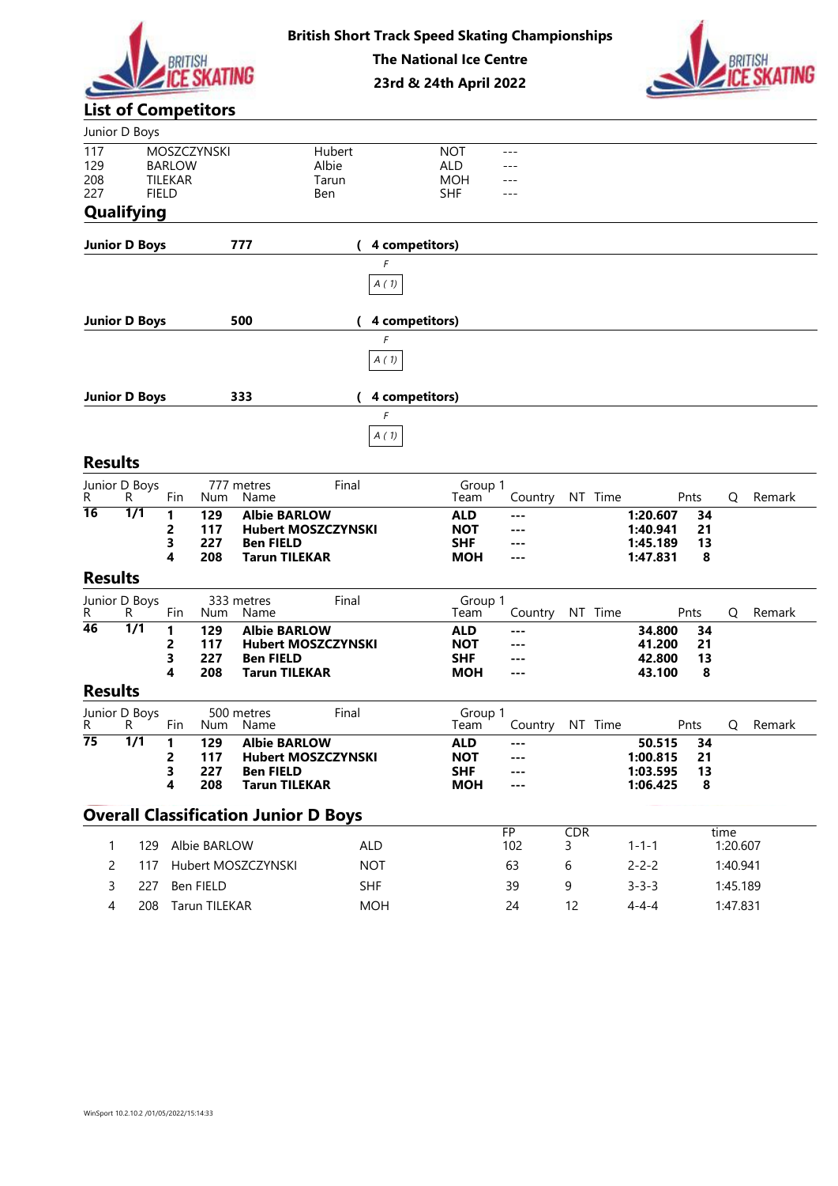**British Short Track Speed Skating Championships**
**The National Ice Centre**
**23rd & 24th April 2022**

## List of Competitors

Junior D Boys

| | | | | |
|---|---|---|---|---|
| 117 | MOSZCZYNSKI | Hubert | NOT | --- |
| 129 | BARLOW | Albie | ALD | --- |
| 208 | TILEKAR | Tarun | MOH | --- |
| 227 | FIELD | Ben | SHF | --- |

## Qualifying

**Junior D Boys** **777** **( 4 competitors)**

*F*

*A ( 1)*

**Junior D Boys** **500** **( 4 competitors)**

*F*

*A ( 1)*

**Junior D Boys** **333** **( 4 competitors)**

*F*

*A ( 1)*

## Results

Junior D Boys 777 metres Final Group 1

| R | R | Fin | Num | Name | Team | Country | NT | Time | Pnts | Q | Remark |
|---|---|---|---|---|---|---|---|---|---|---|---|
| **16** | **1/1** | **1** | **129** | **Albie BARLOW** | **ALD** | **---** | | **1:20.607** | **34** | | |
| | | **2** | **117** | **Hubert MOSZCZYNSKI** | **NOT** | **---** | | **1:40.941** | **21** | | |
| | | **3** | **227** | **Ben FIELD** | **SHF** | **---** | | **1:45.189** | **13** | | |
| | | **4** | **208** | **Tarun TILEKAR** | **MOH** | **---** | | **1:47.831** | **8** | | |

## Results

Junior D Boys 333 metres Final Group 1

| R | R | Fin | Num | Name | Team | Country | NT | Time | Pnts | Q | Remark |
|---|---|---|---|---|---|---|---|---|---|---|---|
| **46** | **1/1** | **1** | **129** | **Albie BARLOW** | **ALD** | **---** | | **34.800** | **34** | | |
| | | **2** | **117** | **Hubert MOSZCZYNSKI** | **NOT** | **---** | | **41.200** | **21** | | |
| | | **3** | **227** | **Ben FIELD** | **SHF** | **---** | | **42.800** | **13** | | |
| | | **4** | **208** | **Tarun TILEKAR** | **MOH** | **---** | | **43.100** | **8** | | |

## Results

Junior D Boys 500 metres Final Group 1

| R | R | Fin | Num | Name | Team | Country | NT | Time | Pnts | Q | Remark |
|---|---|---|---|---|---|---|---|---|---|---|---|
| **75** | **1/1** | **1** | **129** | **Albie BARLOW** | **ALD** | **---** | | **50.515** | **34** | | |
| | | **2** | **117** | **Hubert MOSZCZYNSKI** | **NOT** | **---** | | **1:00.815** | **21** | | |
| | | **3** | **227** | **Ben FIELD** | **SHF** | **---** | | **1:03.595** | **13** | | |
| | | **4** | **208** | **Tarun TILEKAR** | **MOH** | **---** | | **1:06.425** | **8** | | |

## Overall Classification Junior D Boys

| | | | | FP | CDR | | time |
|---|---|---|---|---|---|---|---|
| 1 | 129 | Albie BARLOW | ALD | 102 | 3 | 1-1-1 | 1:20.607 |
| 2 | 117 | Hubert MOSZCZYNSKI | NOT | 63 | 6 | 2-2-2 | 1:40.941 |
| 3 | 227 | Ben FIELD | SHF | 39 | 9 | 3-3-3 | 1:45.189 |
| 4 | 208 | Tarun TILEKAR | MOH | 24 | 12 | 4-4-4 | 1:47.831 |

WinSport 10.2.10.2 /01/05/2022/15:14:33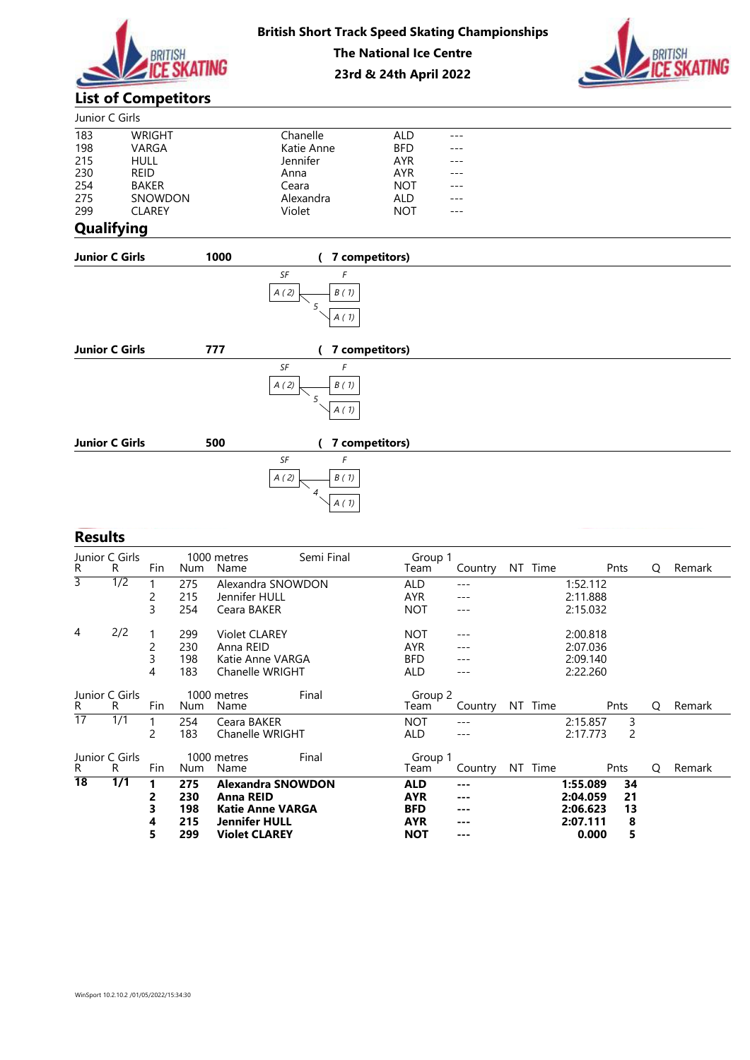**British Short Track Speed Skating Championships**
**The National Ice Centre**
**23rd & 24th April 2022**

## List of Competitors

Junior C Girls

| | | | | |
|---|---|---|---|---|
| 183 | WRIGHT | Chanelle | ALD | --- |
| 198 | VARGA | Katie Anne | BFD | --- |
| 215 | HULL | Jennifer | AYR | --- |
| 230 | REID | Anna | AYR | --- |
| 254 | BAKER | Ceara | NOT | --- |
| 275 | SNOWDON | Alexandra | ALD | --- |
| 299 | CLAREY | Violet | NOT | --- |

## Qualifying

**Junior C Girls** **1000** **( 7 competitors)**

| SF | F |
|---|---|
| A ( 2) | B ( 1) |
| 5 | A ( 1) |

**Junior C Girls** **777** **( 7 competitors)**

| SF | F |
|---|---|
| A ( 2) | B ( 1) |
| 5 | A ( 1) |

**Junior C Girls** **500** **( 7 competitors)**

| SF | F |
|---|---|
| A ( 2) | B ( 1) |
| 4 | A ( 1) |

## Results

Junior C Girls — 1000 metres — Semi Final — Group 1

| R | R | Fin | Num | Name | Team | Country | NT | Time | Pnts | Q | Remark |
|---|---|---|---|---|---|---|---|---|---|---|---|
| 3 | 1/2 | 1 | 275 | Alexandra SNOWDON | ALD | --- | | 1:52.112 | | | |
| | | 2 | 215 | Jennifer HULL | AYR | --- | | 2:11.888 | | | |
| | | 3 | 254 | Ceara BAKER | NOT | --- | | 2:15.032 | | | |
| 4 | 2/2 | 1 | 299 | Violet CLAREY | NOT | --- | | 2:00.818 | | | |
| | | 2 | 230 | Anna REID | AYR | --- | | 2:07.036 | | | |
| | | 3 | 198 | Katie Anne VARGA | BFD | --- | | 2:09.140 | | | |
| | | 4 | 183 | Chanelle WRIGHT | ALD | --- | | 2:22.260 | | | |

Junior C Girls — 1000 metres — Final — Group 2

| R | R | Fin | Num | Name | Team | Country | NT | Time | Pnts | Q | Remark |
|---|---|---|---|---|---|---|---|---|---|---|---|
| 17 | 1/1 | 1 | 254 | Ceara BAKER | NOT | --- | | 2:15.857 | 3 | | |
| | | 2 | 183 | Chanelle WRIGHT | ALD | --- | | 2:17.773 | 2 | | |

Junior C Girls — 1000 metres — Final — Group 1

| R | R | Fin | Num | Name | Team | Country | NT | Time | Pnts | Q | Remark |
|---|---|---|---|---|---|---|---|---|---|---|---|
| **18** | **1/1** | **1** | **275** | **Alexandra SNOWDON** | **ALD** | **---** | | **1:55.089** | **34** | | |
| | | **2** | **230** | **Anna REID** | **AYR** | **---** | | **2:04.059** | **21** | | |
| | | **3** | **198** | **Katie Anne VARGA** | **BFD** | **---** | | **2:06.623** | **13** | | |
| | | **4** | **215** | **Jennifer HULL** | **AYR** | **---** | | **2:07.111** | **8** | | |
| | | **5** | **299** | **Violet CLAREY** | **NOT** | **---** | | **0.000** | **5** | | |

WinSport 10.2.10.2 /01/05/2022/15:34:30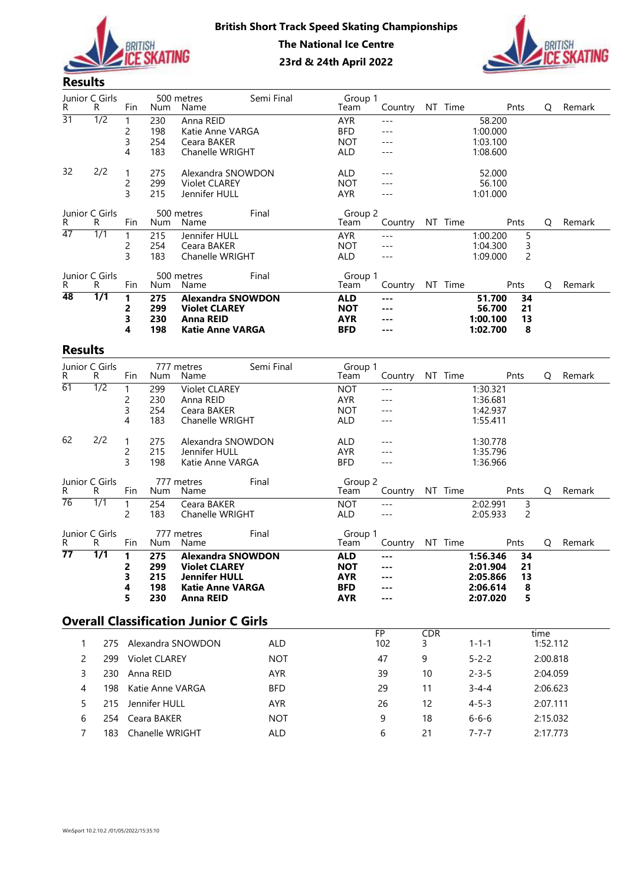**British Short Track Speed Skating Championships**

**The National Ice Centre**

**23rd & 24th April 2022**

## Results

Junior C Girls — 500 metres — Semi Final — Group 1

| R | R | Fin | Num | Name | Team | Country | NT | Time | Pnts | Q | Remark |
|---|---|---|---|---|---|---|---|---|---|---|---|
| 31 | 1/2 | 1 | 230 | Anna REID | AYR | --- | | 58.200 | | | |
| | | 2 | 198 | Katie Anne VARGA | BFD | --- | | 1:00.000 | | | |
| | | 3 | 254 | Ceara BAKER | NOT | --- | | 1:03.100 | | | |
| | | 4 | 183 | Chanelle WRIGHT | ALD | --- | | 1:08.600 | | | |
| 32 | 2/2 | 1 | 275 | Alexandra SNOWDON | ALD | --- | | 52.000 | | | |
| | | 2 | 299 | Violet CLAREY | NOT | --- | | 56.100 | | | |
| | | 3 | 215 | Jennifer HULL | AYR | --- | | 1:01.000 | | | |

Junior C Girls — 500 metres — Final — Group 2

| R | R | Fin | Num | Name | Team | Country | NT | Time | Pnts | Q | Remark |
|---|---|---|---|---|---|---|---|---|---|---|---|
| 47 | 1/1 | 1 | 215 | Jennifer HULL | AYR | --- | | 1:00.200 | 5 | | |
| | | 2 | 254 | Ceara BAKER | NOT | --- | | 1:04.300 | 3 | | |
| | | 3 | 183 | Chanelle WRIGHT | ALD | --- | | 1:09.000 | 2 | | |

Junior C Girls — 500 metres — Final — Group 1

| R | R | Fin | Num | Name | Team | Country | NT | Time | Pnts | Q | Remark |
|---|---|---|---|---|---|---|---|---|---|---|---|
| **48** | **1/1** | **1** | **275** | **Alexandra SNOWDON** | **ALD** | **---** | | **51.700** | **34** | | |
| | | **2** | **299** | **Violet CLAREY** | **NOT** | **---** | | **56.700** | **21** | | |
| | | **3** | **230** | **Anna REID** | **AYR** | **---** | | **1:00.100** | **13** | | |
| | | **4** | **198** | **Katie Anne VARGA** | **BFD** | **---** | | **1:02.700** | **8** | | |

## Results

Junior C Girls — 777 metres — Semi Final — Group 1

| R | R | Fin | Num | Name | Team | Country | NT | Time | Pnts | Q | Remark |
|---|---|---|---|---|---|---|---|---|---|---|---|
| 61 | 1/2 | 1 | 299 | Violet CLAREY | NOT | --- | | 1:30.321 | | | |
| | | 2 | 230 | Anna REID | AYR | --- | | 1:36.681 | | | |
| | | 3 | 254 | Ceara BAKER | NOT | --- | | 1:42.937 | | | |
| | | 4 | 183 | Chanelle WRIGHT | ALD | --- | | 1:55.411 | | | |
| 62 | 2/2 | 1 | 275 | Alexandra SNOWDON | ALD | --- | | 1:30.778 | | | |
| | | 2 | 215 | Jennifer HULL | AYR | --- | | 1:35.796 | | | |
| | | 3 | 198 | Katie Anne VARGA | BFD | --- | | 1:36.966 | | | |

Junior C Girls — 777 metres — Final — Group 2

| R | R | Fin | Num | Name | Team | Country | NT | Time | Pnts | Q | Remark |
|---|---|---|---|---|---|---|---|---|---|---|---|
| 76 | 1/1 | 1 | 254 | Ceara BAKER | NOT | --- | | 2:02.991 | 3 | | |
| | | 2 | 183 | Chanelle WRIGHT | ALD | --- | | 2:05.933 | 2 | | |

Junior C Girls — 777 metres — Final — Group 1

| R | R | Fin | Num | Name | Team | Country | NT | Time | Pnts | Q | Remark |
|---|---|---|---|---|---|---|---|---|---|---|---|
| **77** | **1/1** | **1** | **275** | **Alexandra SNOWDON** | **ALD** | **---** | | **1:56.346** | **34** | | |
| | | **2** | **299** | **Violet CLAREY** | **NOT** | **---** | | **2:01.904** | **21** | | |
| | | **3** | **215** | **Jennifer HULL** | **AYR** | **---** | | **2:05.866** | **13** | | |
| | | **4** | **198** | **Katie Anne VARGA** | **BFD** | **---** | | **2:06.614** | **8** | | |
| | | **5** | **230** | **Anna REID** | **AYR** | **---** | | **2:07.020** | **5** | | |

## Overall Classification Junior C Girls

| | | | | FP | CDR | | time |
|---|---|---|---|---|---|---|---|
| 1 | 275 | Alexandra SNOWDON | ALD | 102 | 3 | 1-1-1 | 1:52.112 |
| 2 | 299 | Violet CLAREY | NOT | 47 | 9 | 5-2-2 | 2:00.818 |
| 3 | 230 | Anna REID | AYR | 39 | 10 | 2-3-5 | 2:04.059 |
| 4 | 198 | Katie Anne VARGA | BFD | 29 | 11 | 3-4-4 | 2:06.623 |
| 5 | 215 | Jennifer HULL | AYR | 26 | 12 | 4-5-3 | 2:07.111 |
| 6 | 254 | Ceara BAKER | NOT | 9 | 18 | 6-6-6 | 2:15.032 |
| 7 | 183 | Chanelle WRIGHT | ALD | 6 | 21 | 7-7-7 | 2:17.773 |

WinSport 10.2.10.2 /01/05/2022/15:35:10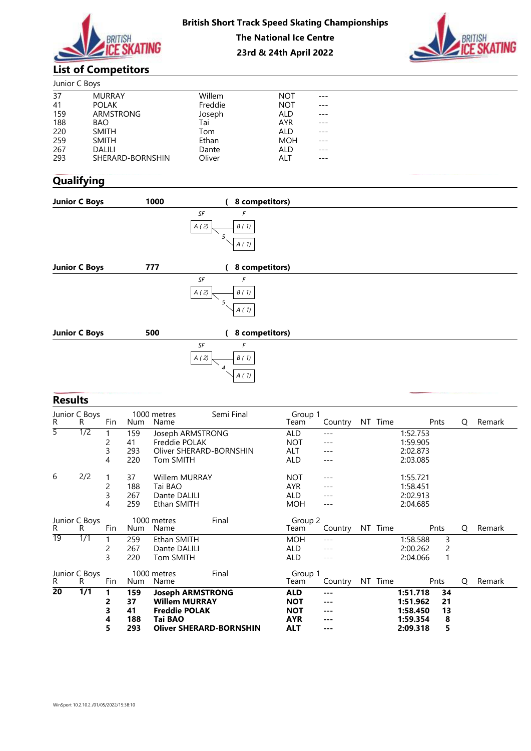**British Short Track Speed Skating Championships**
**The National Ice Centre**
**23rd & 24th April 2022**

## List of Competitors

Junior C Boys

| | | | | |
|---|---|---|---|---|
| 37 | MURRAY | Willem | NOT | --- |
| 41 | POLAK | Freddie | NOT | --- |
| 159 | ARMSTRONG | Joseph | ALD | --- |
| 188 | BAO | Tai | AYR | --- |
| 220 | SMITH | Tom | ALD | --- |
| 259 | SMITH | Ethan | MOH | --- |
| 267 | DALILI | Dante | ALD | --- |
| 293 | SHERARD-BORNSHIN | Oliver | ALT | --- |

## Qualifying

**Junior C Boys** **1000** **( 8 competitors)**

SF: A ( 2 ) → F: B ( 1 ); 5 → A ( 1 )

**Junior C Boys** **777** **( 8 competitors)**

SF: A ( 2 ) → F: B ( 1 ); 5 → A ( 1 )

**Junior C Boys** **500** **( 8 competitors)**

SF: A ( 2 ) → F: B ( 1 ); 4 → A ( 1 )

## Results

Junior C Boys — 1000 metres — Semi Final — Group 1

| R | R | Fin | Num | Name | Team | Country | NT | Time | Pnts | Q | Remark |
|---|---|---|---|---|---|---|---|---|---|---|---|
| 5 | 1/2 | 1 | 159 | Joseph ARMSTRONG | ALD | --- | | 1:52.753 | | | |
| | | 2 | 41 | Freddie POLAK | NOT | --- | | 1:59.905 | | | |
| | | 3 | 293 | Oliver SHERARD-BORNSHIN | ALT | --- | | 2:02.873 | | | |
| | | 4 | 220 | Tom SMITH | ALD | --- | | 2:03.085 | | | |
| 6 | 2/2 | 1 | 37 | Willem MURRAY | NOT | --- | | 1:55.721 | | | |
| | | 2 | 188 | Tai BAO | AYR | --- | | 1:58.451 | | | |
| | | 3 | 267 | Dante DALILI | ALD | --- | | 2:02.913 | | | |
| | | 4 | 259 | Ethan SMITH | MOH | --- | | 2:04.685 | | | |

Junior C Boys — 1000 metres — Final — Group 2

| R | R | Fin | Num | Name | Team | Country | NT | Time | Pnts | Q | Remark |
|---|---|---|---|---|---|---|---|---|---|---|---|
| 19 | 1/1 | 1 | 259 | Ethan SMITH | MOH | --- | | 1:58.588 | 3 | | |
| | | 2 | 267 | Dante DALILI | ALD | --- | | 2:00.262 | 2 | | |
| | | 3 | 220 | Tom SMITH | ALD | --- | | 2:04.066 | 1 | | |

Junior C Boys — 1000 metres — Final — Group 1

| R | R | Fin | Num | Name | Team | Country | NT | Time | Pnts | Q | Remark |
|---|---|---|---|---|---|---|---|---|---|---|---|
| **20** | **1/1** | **1** | **159** | **Joseph ARMSTRONG** | **ALD** | **---** | | **1:51.718** | **34** | | |
| | | **2** | **37** | **Willem MURRAY** | **NOT** | **---** | | **1:51.962** | **21** | | |
| | | **3** | **41** | **Freddie POLAK** | **NOT** | **---** | | **1:58.450** | **13** | | |
| | | **4** | **188** | **Tai BAO** | **AYR** | **---** | | **1:59.354** | **8** | | |
| | | **5** | **293** | **Oliver SHERARD-BORNSHIN** | **ALT** | **---** | | **2:09.318** | **5** | | |

WinSport 10.2.10.2 /01/05/2022/15:38:10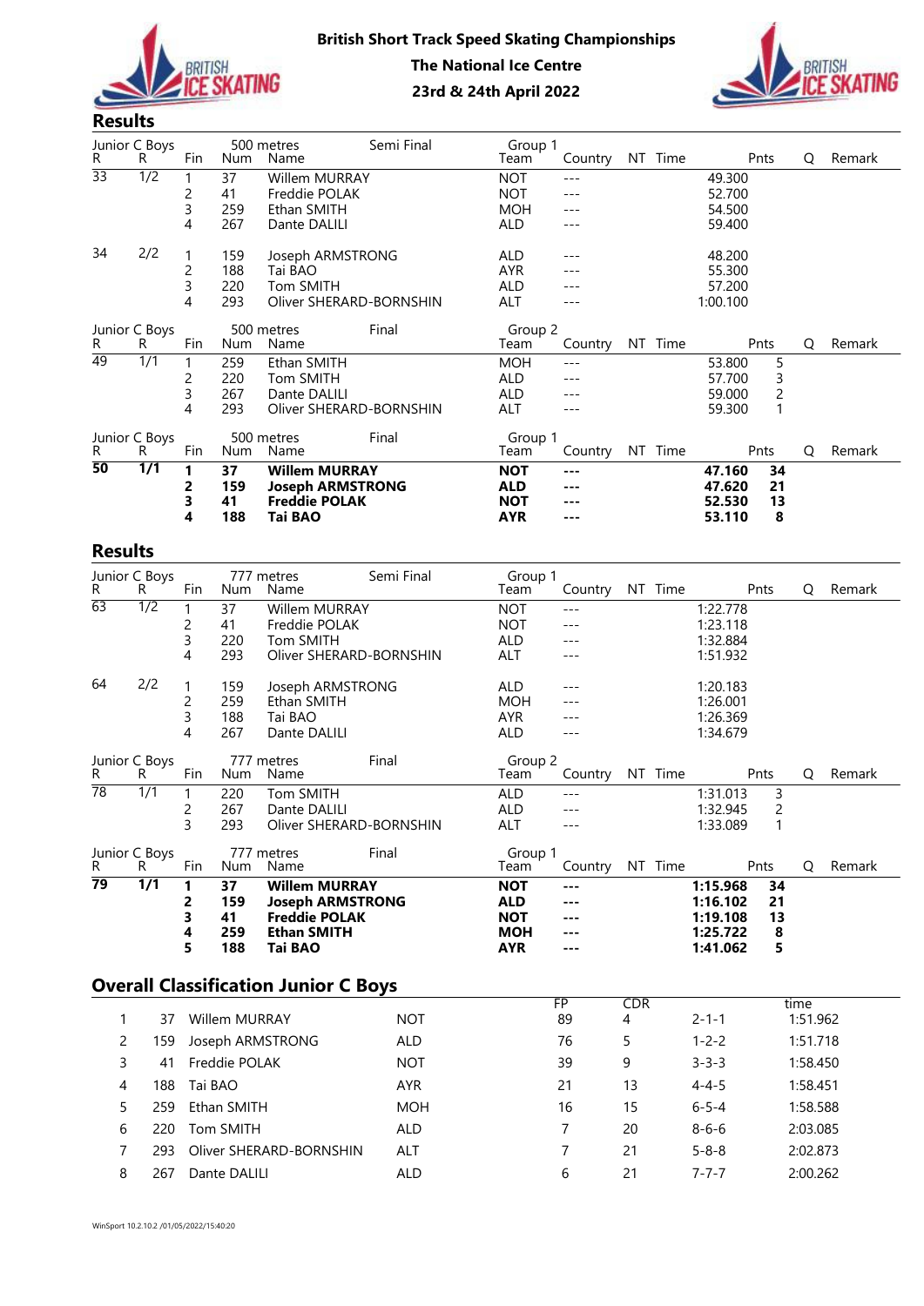**British Short Track Speed Skating Championships**
**The National Ice Centre**
**23rd & 24th April 2022**

## Results

**Junior C Boys — 500 metres — Semi Final — Group 1**

| R | R | Fin | Num | Name | Team | Country | NT | Time | Pnts | Q | Remark |
|---|---|---|---|---|---|---|---|---|---|---|---|
| 33 | 1/2 | 1 | 37 | Willem MURRAY | NOT | --- | | 49.300 | | | |
| | | 2 | 41 | Freddie POLAK | NOT | --- | | 52.700 | | | |
| | | 3 | 259 | Ethan SMITH | MOH | --- | | 54.500 | | | |
| | | 4 | 267 | Dante DALILI | ALD | --- | | 59.400 | | | |
| 34 | 2/2 | 1 | 159 | Joseph ARMSTRONG | ALD | --- | | 48.200 | | | |
| | | 2 | 188 | Tai BAO | AYR | --- | | 55.300 | | | |
| | | 3 | 220 | Tom SMITH | ALD | --- | | 57.200 | | | |
| | | 4 | 293 | Oliver SHERARD-BORNSHIN | ALT | --- | | 1:00.100 | | | |

**Junior C Boys — 500 metres — Final — Group 2**

| R | R | Fin | Num | Name | Team | Country | NT | Time | Pnts | Q | Remark |
|---|---|---|---|---|---|---|---|---|---|---|---|
| 49 | 1/1 | 1 | 259 | Ethan SMITH | MOH | --- | | 53.800 | 5 | | |
| | | 2 | 220 | Tom SMITH | ALD | --- | | 57.700 | 3 | | |
| | | 3 | 267 | Dante DALILI | ALD | --- | | 59.000 | 2 | | |
| | | 4 | 293 | Oliver SHERARD-BORNSHIN | ALT | --- | | 59.300 | 1 | | |

**Junior C Boys — 500 metres — Final — Group 1**

| R | R | Fin | Num | Name | Team | Country | NT | Time | Pnts | Q | Remark |
|---|---|---|---|---|---|---|---|---|---|---|---|
| **50** | **1/1** | **1** | **37** | **Willem MURRAY** | **NOT** | **---** | | **47.160** | **34** | | |
| | | **2** | **159** | **Joseph ARMSTRONG** | **ALD** | **---** | | **47.620** | **21** | | |
| | | **3** | **41** | **Freddie POLAK** | **NOT** | **---** | | **52.530** | **13** | | |
| | | **4** | **188** | **Tai BAO** | **AYR** | **---** | | **53.110** | **8** | | |

## Results

**Junior C Boys — 777 metres — Semi Final — Group 1**

| R | R | Fin | Num | Name | Team | Country | NT | Time | Pnts | Q | Remark |
|---|---|---|---|---|---|---|---|---|---|---|---|
| 63 | 1/2 | 1 | 37 | Willem MURRAY | NOT | --- | | 1:22.778 | | | |
| | | 2 | 41 | Freddie POLAK | NOT | --- | | 1:23.118 | | | |
| | | 3 | 220 | Tom SMITH | ALD | --- | | 1:32.884 | | | |
| | | 4 | 293 | Oliver SHERARD-BORNSHIN | ALT | --- | | 1:51.932 | | | |
| 64 | 2/2 | 1 | 159 | Joseph ARMSTRONG | ALD | --- | | 1:20.183 | | | |
| | | 2 | 259 | Ethan SMITH | MOH | --- | | 1:26.001 | | | |
| | | 3 | 188 | Tai BAO | AYR | --- | | 1:26.369 | | | |
| | | 4 | 267 | Dante DALILI | ALD | --- | | 1:34.679 | | | |

**Junior C Boys — 777 metres — Final — Group 2**

| R | R | Fin | Num | Name | Team | Country | NT | Time | Pnts | Q | Remark |
|---|---|---|---|---|---|---|---|---|---|---|---|
| 78 | 1/1 | 1 | 220 | Tom SMITH | ALD | --- | | 1:31.013 | 3 | | |
| | | 2 | 267 | Dante DALILI | ALD | --- | | 1:32.945 | 2 | | |
| | | 3 | 293 | Oliver SHERARD-BORNSHIN | ALT | --- | | 1:33.089 | 1 | | |

**Junior C Boys — 777 metres — Final — Group 1**

| R | R | Fin | Num | Name | Team | Country | NT | Time | Pnts | Q | Remark |
|---|---|---|---|---|---|---|---|---|---|---|---|
| **79** | **1/1** | **1** | **37** | **Willem MURRAY** | **NOT** | **---** | | **1:15.968** | **34** | | |
| | | **2** | **159** | **Joseph ARMSTRONG** | **ALD** | **---** | | **1:16.102** | **21** | | |
| | | **3** | **41** | **Freddie POLAK** | **NOT** | **---** | | **1:19.108** | **13** | | |
| | | **4** | **259** | **Ethan SMITH** | **MOH** | **---** | | **1:25.722** | **8** | | |
| | | **5** | **188** | **Tai BAO** | **AYR** | **---** | | **1:41.062** | **5** | | |

## Overall Classification Junior C Boys

| | | | | FP | CDR | | time |
|---|---|---|---|---|---|---|---|
| 1 | 37 | Willem MURRAY | NOT | 89 | 4 | 2-1-1 | 1:51.962 |
| 2 | 159 | Joseph ARMSTRONG | ALD | 76 | 5 | 1-2-2 | 1:51.718 |
| 3 | 41 | Freddie POLAK | NOT | 39 | 9 | 3-3-3 | 1:58.450 |
| 4 | 188 | Tai BAO | AYR | 21 | 13 | 4-4-5 | 1:58.451 |
| 5 | 259 | Ethan SMITH | MOH | 16 | 15 | 6-5-4 | 1:58.588 |
| 6 | 220 | Tom SMITH | ALD | 7 | 20 | 8-6-6 | 2:03.085 |
| 7 | 293 | Oliver SHERARD-BORNSHIN | ALT | 7 | 21 | 5-8-8 | 2:02.873 |
| 8 | 267 | Dante DALILI | ALD | 6 | 21 | 7-7-7 | 2:00.262 |

WinSport 10.2.10.2 /01/05/2022/15:40:20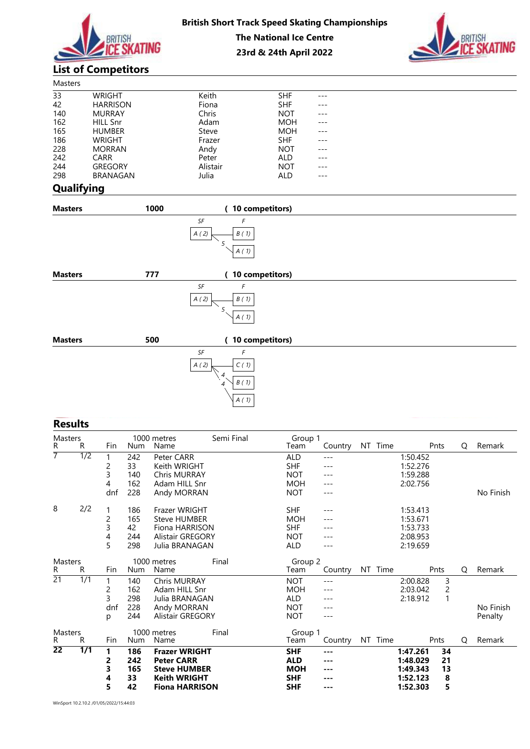British Short Track Speed Skating Championships
The National Ice Centre
23rd & 24th April 2022

## List of Competitors

Masters

| | | | | |
|---|---|---|---|---|
| 33 | WRIGHT | Keith | SHF | --- |
| 42 | HARRISON | Fiona | SHF | --- |
| 140 | MURRAY | Chris | NOT | --- |
| 162 | HILL Snr | Adam | MOH | --- |
| 165 | HUMBER | Steve | MOH | --- |
| 186 | WRIGHT | Frazer | SHF | --- |
| 228 | MORRAN | Andy | NOT | --- |
| 242 | CARR | Peter | ALD | --- |
| 244 | GREGORY | Alistair | NOT | --- |
| 298 | BRANAGAN | Julia | ALD | --- |

## Qualifying

**Masters** **1000** **( 10 competitors)**

SF: A ( 2 ) → F: B ( 1 ); 5 → A ( 1 )

**Masters** **777** **( 10 competitors)**

SF: A ( 2 ) → F: B ( 1 ); 5 → A ( 1 )

**Masters** **500** **( 10 competitors)**

SF: A ( 2 ) → F: C ( 1 ); 4 → B ( 1 ); 4 → A ( 1 )

## Results

Masters 1000 metres Semi Final Group 1

| R | R | Fin | Num | Name | Team | Country | NT | Time | Pnts | Q | Remark |
|---|---|---|---|---|---|---|---|---|---|---|---|
| 7 | 1/2 | 1 | 242 | Peter CARR | ALD | --- | | 1:50.452 | | | |
| | | 2 | 33 | Keith WRIGHT | SHF | --- | | 1:52.276 | | | |
| | | 3 | 140 | Chris MURRAY | NOT | --- | | 1:59.288 | | | |
| | | 4 | 162 | Adam HILL Snr | MOH | --- | | 2:02.756 | | | |
| | | dnf | 228 | Andy MORRAN | NOT | --- | | | | | No Finish |
| 8 | 2/2 | 1 | 186 | Frazer WRIGHT | SHF | --- | | 1:53.413 | | | |
| | | 2 | 165 | Steve HUMBER | MOH | --- | | 1:53.671 | | | |
| | | 3 | 42 | Fiona HARRISON | SHF | --- | | 1:53.733 | | | |
| | | 4 | 244 | Alistair GREGORY | NOT | --- | | 2:08.953 | | | |
| | | 5 | 298 | Julia BRANAGAN | ALD | --- | | 2:19.659 | | | |

Masters 1000 metres Final Group 2

| R | R | Fin | Num | Name | Team | Country | NT | Time | Pnts | Q | Remark |
|---|---|---|---|---|---|---|---|---|---|---|---|
| 21 | 1/1 | 1 | 140 | Chris MURRAY | NOT | --- | | 2:00.828 | 3 | | |
| | | 2 | 162 | Adam HILL Snr | MOH | --- | | 2:03.042 | 2 | | |
| | | 3 | 298 | Julia BRANAGAN | ALD | --- | | 2:18.912 | 1 | | |
| | | dnf | 228 | Andy MORRAN | NOT | --- | | | | | No Finish |
| | | p | 244 | Alistair GREGORY | NOT | --- | | | | | Penalty |

Masters 1000 metres Final Group 1

| R | R | Fin | Num | Name | Team | Country | NT | Time | Pnts | Q | Remark |
|---|---|---|---|---|---|---|---|---|---|---|---|
| **22** | **1/1** | **1** | **186** | **Frazer WRIGHT** | **SHF** | **---** | | **1:47.261** | **34** | | |
| | | **2** | **242** | **Peter CARR** | **ALD** | **---** | | **1:48.029** | **21** | | |
| | | **3** | **165** | **Steve HUMBER** | **MOH** | **---** | | **1:49.343** | **13** | | |
| | | **4** | **33** | **Keith WRIGHT** | **SHF** | **---** | | **1:52.123** | **8** | | |
| | | **5** | **42** | **Fiona HARRISON** | **SHF** | **---** | | **1:52.303** | **5** | | |

WinSport 10.2.10.2 /01/05/2022/15:44:03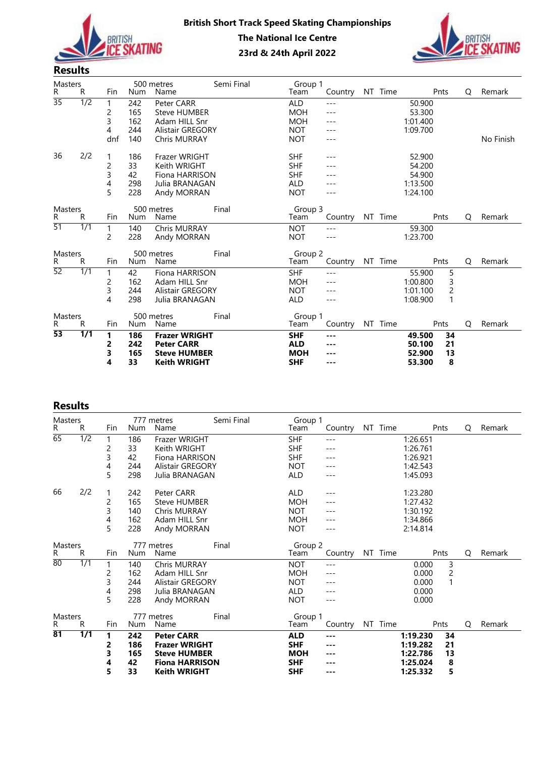# British Short Track Speed Skating Championships

**The National Ice Centre**

**23rd & 24th April 2022**

## Results

Masters — 500 metres — Semi Final — Group 1

| R | R | Fin | Num | Name | Team | Country | NT | Time | Pnts | Q | Remark |
|---|---|---|---|---|---|---|---|---|---|---|---|
| 35 | 1/2 | 1 | 242 | Peter CARR | ALD | --- | | 50.900 | | | |
| | | 2 | 165 | Steve HUMBER | MOH | --- | | 53.300 | | | |
| | | 3 | 162 | Adam HILL Snr | MOH | --- | | 1:01.400 | | | |
| | | 4 | 244 | Alistair GREGORY | NOT | --- | | 1:09.700 | | | |
| | | dnf | 140 | Chris MURRAY | NOT | --- | | | | | No Finish |
| 36 | 2/2 | 1 | 186 | Frazer WRIGHT | SHF | --- | | 52.900 | | | |
| | | 2 | 33 | Keith WRIGHT | SHF | --- | | 54.200 | | | |
| | | 3 | 42 | Fiona HARRISON | SHF | --- | | 54.900 | | | |
| | | 4 | 298 | Julia BRANAGAN | ALD | --- | | 1:13.500 | | | |
| | | 5 | 228 | Andy MORRAN | NOT | --- | | 1:24.100 | | | |

Masters — 500 metres — Final — Group 3

| R | R | Fin | Num | Name | Team | Country | NT | Time | Pnts | Q | Remark |
|---|---|---|---|---|---|---|---|---|---|---|---|
| 51 | 1/1 | 1 | 140 | Chris MURRAY | NOT | --- | | 59.300 | | | |
| | | 2 | 228 | Andy MORRAN | NOT | --- | | 1:23.700 | | | |

Masters — 500 metres — Final — Group 2

| R | R | Fin | Num | Name | Team | Country | NT | Time | Pnts | Q | Remark |
|---|---|---|---|---|---|---|---|---|---|---|---|
| 52 | 1/1 | 1 | 42 | Fiona HARRISON | SHF | --- | | 55.900 | 5 | | |
| | | 2 | 162 | Adam HILL Snr | MOH | --- | | 1:00.800 | 3 | | |
| | | 3 | 244 | Alistair GREGORY | NOT | --- | | 1:01.100 | 2 | | |
| | | 4 | 298 | Julia BRANAGAN | ALD | --- | | 1:08.900 | 1 | | |

Masters — 500 metres — Final — Group 1

| R | R | Fin | Num | Name | Team | Country | NT | Time | Pnts | Q | Remark |
|---|---|---|---|---|---|---|---|---|---|---|---|
| **53** | **1/1** | **1** | **186** | **Frazer WRIGHT** | **SHF** | **---** | | **49.500** | **34** | | |
| | | **2** | **242** | **Peter CARR** | **ALD** | **---** | | **50.100** | **21** | | |
| | | **3** | **165** | **Steve HUMBER** | **MOH** | **---** | | **52.900** | **13** | | |
| | | **4** | **33** | **Keith WRIGHT** | **SHF** | **---** | | **53.300** | **8** | | |

## Results

Masters — 777 metres — Semi Final — Group 1

| R | R | Fin | Num | Name | Team | Country | NT | Time | Pnts | Q | Remark |
|---|---|---|---|---|---|---|---|---|---|---|---|
| 65 | 1/2 | 1 | 186 | Frazer WRIGHT | SHF | --- | | 1:26.651 | | | |
| | | 2 | 33 | Keith WRIGHT | SHF | --- | | 1:26.761 | | | |
| | | 3 | 42 | Fiona HARRISON | SHF | --- | | 1:26.921 | | | |
| | | 4 | 244 | Alistair GREGORY | NOT | --- | | 1:42.543 | | | |
| | | 5 | 298 | Julia BRANAGAN | ALD | --- | | 1:45.093 | | | |
| 66 | 2/2 | 1 | 242 | Peter CARR | ALD | --- | | 1:23.280 | | | |
| | | 2 | 165 | Steve HUMBER | MOH | --- | | 1:27.432 | | | |
| | | 3 | 140 | Chris MURRAY | NOT | --- | | 1:30.192 | | | |
| | | 4 | 162 | Adam HILL Snr | MOH | --- | | 1:34.866 | | | |
| | | 5 | 228 | Andy MORRAN | NOT | --- | | 2:14.814 | | | |

Masters — 777 metres — Final — Group 2

| R | R | Fin | Num | Name | Team | Country | NT | Time | Pnts | Q | Remark |
|---|---|---|---|---|---|---|---|---|---|---|---|
| 80 | 1/1 | 1 | 140 | Chris MURRAY | NOT | --- | | 0.000 | 3 | | |
| | | 2 | 162 | Adam HILL Snr | MOH | --- | | 0.000 | 2 | | |
| | | 3 | 244 | Alistair GREGORY | NOT | --- | | 0.000 | 1 | | |
| | | 4 | 298 | Julia BRANAGAN | ALD | --- | | 0.000 | | | |
| | | 5 | 228 | Andy MORRAN | NOT | --- | | 0.000 | | | |

Masters — 777 metres — Final — Group 1

| R | R | Fin | Num | Name | Team | Country | NT | Time | Pnts | Q | Remark |
|---|---|---|---|---|---|---|---|---|---|---|---|
| **81** | **1/1** | **1** | **242** | **Peter CARR** | **ALD** | **---** | | **1:19.230** | **34** | | |
| | | **2** | **186** | **Frazer WRIGHT** | **SHF** | **---** | | **1:19.282** | **21** | | |
| | | **3** | **165** | **Steve HUMBER** | **MOH** | **---** | | **1:22.786** | **13** | | |
| | | **4** | **42** | **Fiona HARRISON** | **SHF** | **---** | | **1:25.024** | **8** | | |
| | | **5** | **33** | **Keith WRIGHT** | **SHF** | **---** | | **1:25.332** | **5** | | |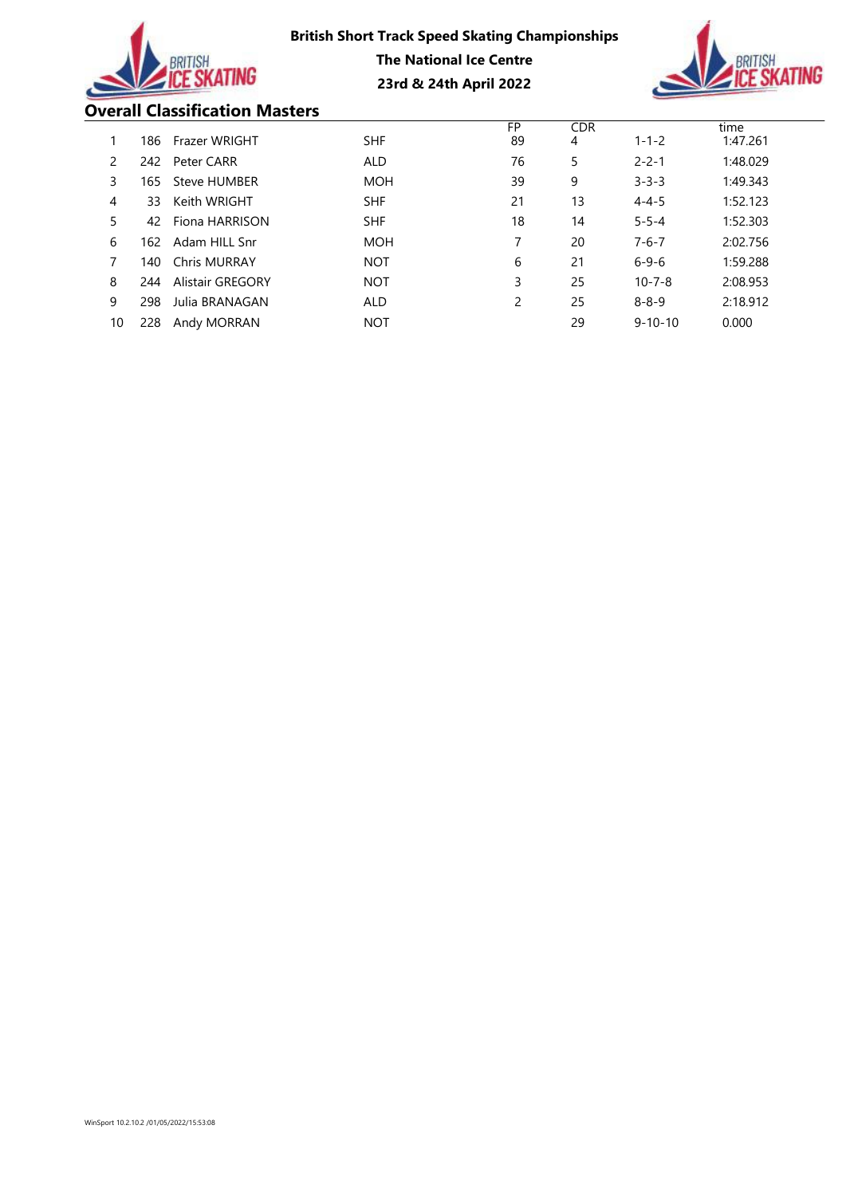**British Short Track Speed Skating Championships**

**The National Ice Centre**

**23rd & 24th April 2022**

## Overall Classification Masters

| | | | | FP | CDR | | time |
|---|---|---|---|---|---|---|---|
| 1 | 186 | Frazer WRIGHT | SHF | 89 | 4 | 1-1-2 | 1:47.261 |
| 2 | 242 | Peter CARR | ALD | 76 | 5 | 2-2-1 | 1:48.029 |
| 3 | 165 | Steve HUMBER | MOH | 39 | 9 | 3-3-3 | 1:49.343 |
| 4 | 33 | Keith WRIGHT | SHF | 21 | 13 | 4-4-5 | 1:52.123 |
| 5 | 42 | Fiona HARRISON | SHF | 18 | 14 | 5-5-4 | 1:52.303 |
| 6 | 162 | Adam HILL Snr | MOH | 7 | 20 | 7-6-7 | 2:02.756 |
| 7 | 140 | Chris MURRAY | NOT | 6 | 21 | 6-9-6 | 1:59.288 |
| 8 | 244 | Alistair GREGORY | NOT | 3 | 25 | 10-7-8 | 2:08.953 |
| 9 | 298 | Julia BRANAGAN | ALD | 2 | 25 | 8-8-9 | 2:18.912 |
| 10 | 228 | Andy MORRAN | NOT | | 29 | 9-10-10 | 0.000 |

WinSport 10.2.10.2 /01/05/2022/15:53:08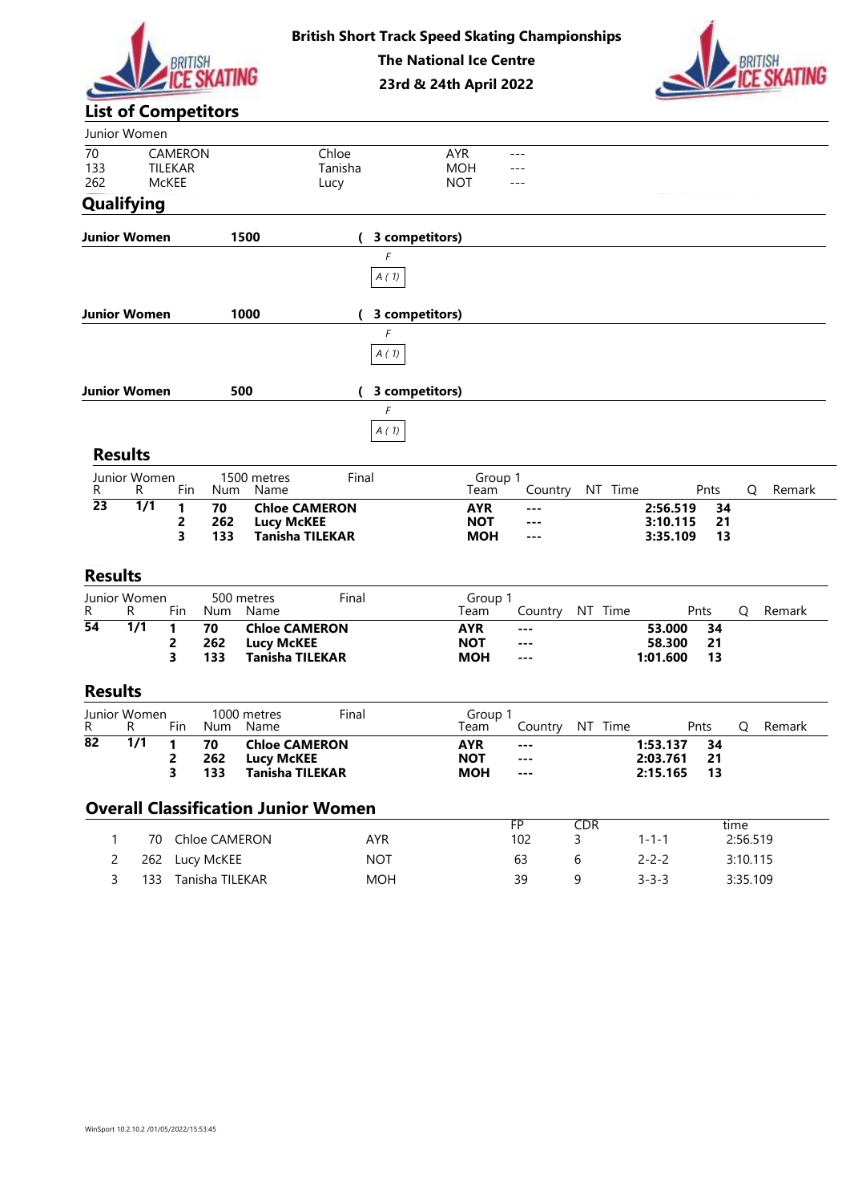**British Short Track Speed Skating Championships**
**The National Ice Centre**
**23rd & 24th April 2022**

## List of Competitors

Junior Women

| | | | | |
|---|---|---|---|---|
| 70 | CAMERON | Chloe | AYR | --- |
| 133 | TILEKAR | Tanisha | MOH | --- |
| 262 | McKEE | Lucy | NOT | --- |

## Qualifying

**Junior Women** **1500** **( 3 competitors)**

*F*

*A ( 1)*

**Junior Women** **1000** **( 3 competitors)**

*F*

*A ( 1)*

**Junior Women** **500** **( 3 competitors)**

*F*

*A ( 1)*

## Results

Junior Women — 1500 metres — Final — Group 1

| R | R | Fin | Num | Name | Team | Country | NT | Time | Pnts | Q | Remark |
|---|---|---|---|---|---|---|---|---|---|---|---|
| **23** | **1/1** | **1** | **70** | **Chloe CAMERON** | **AYR** | **---** | | **2:56.519** | **34** | | |
| | | **2** | **262** | **Lucy McKEE** | **NOT** | **---** | | **3:10.115** | **21** | | |
| | | **3** | **133** | **Tanisha TILEKAR** | **MOH** | **---** | | **3:35.109** | **13** | | |

## Results

Junior Women — 500 metres — Final — Group 1

| R | R | Fin | Num | Name | Team | Country | NT | Time | Pnts | Q | Remark |
|---|---|---|---|---|---|---|---|---|---|---|---|
| **54** | **1/1** | **1** | **70** | **Chloe CAMERON** | **AYR** | **---** | | **53.000** | **34** | | |
| | | **2** | **262** | **Lucy McKEE** | **NOT** | **---** | | **58.300** | **21** | | |
| | | **3** | **133** | **Tanisha TILEKAR** | **MOH** | **---** | | **1:01.600** | **13** | | |

## Results

Junior Women — 1000 metres — Final — Group 1

| R | R | Fin | Num | Name | Team | Country | NT | Time | Pnts | Q | Remark |
|---|---|---|---|---|---|---|---|---|---|---|---|
| **82** | **1/1** | **1** | **70** | **Chloe CAMERON** | **AYR** | **---** | | **1:53.137** | **34** | | |
| | | **2** | **262** | **Lucy McKEE** | **NOT** | **---** | | **2:03.761** | **21** | | |
| | | **3** | **133** | **Tanisha TILEKAR** | **MOH** | **---** | | **2:15.165** | **13** | | |

## Overall Classification Junior Women

| | | | | FP | CDR | | time |
|---|---|---|---|---|---|---|---|
| 1 | 70 | Chloe CAMERON | AYR | 102 | 3 | 1-1-1 | 2:56.519 |
| 2 | 262 | Lucy McKEE | NOT | 63 | 6 | 2-2-2 | 3:10.115 |
| 3 | 133 | Tanisha TILEKAR | MOH | 39 | 9 | 3-3-3 | 3:35.109 |

WinSport 10.2.10.2 /01/05/2022/15:53:45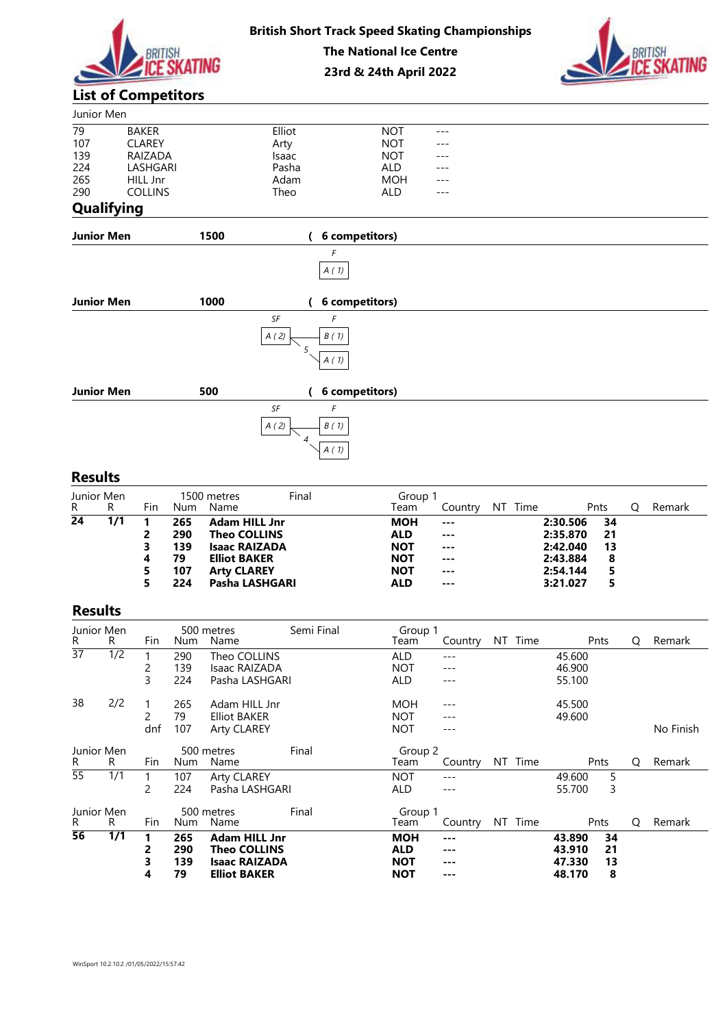# British Short Track Speed Skating Championships

**The National Ice Centre**

**23rd & 24th April 2022**

## List of Competitors

Junior Men

| | | | | |
|---|---|---|---|---|
| 79 | BAKER | Elliot | NOT | --- |
| 107 | CLAREY | Arty | NOT | --- |
| 139 | RAIZADA | Isaac | NOT | --- |
| 224 | LASHGARI | Pasha | ALD | --- |
| 265 | HILL Jnr | Adam | MOH | --- |
| 290 | COLLINS | Theo | ALD | --- |

## Qualifying

**Junior Men** **1500** **( 6 competitors)**

F: A ( 1)

**Junior Men** **1000** **( 6 competitors)**

SF: A ( 2) → 5 → F: A ( 1); F: B ( 1)

**Junior Men** **500** **( 6 competitors)**

SF: A ( 2) → 4 → F: A ( 1); F: B ( 1)

## Results

Junior Men — 1500 metres — Final — Group 1

| R | R | Fin | Num | Name | Team | Country | NT | Time | Pnts | Q | Remark |
|---|---|---|---|---|---|---|---|---|---|---|---|
| **24** | **1/1** | **1** | **265** | **Adam HILL Jnr** | **MOH** | **---** | | **2:30.506** | **34** | | |
| | | **2** | **290** | **Theo COLLINS** | **ALD** | **---** | | **2:35.870** | **21** | | |
| | | **3** | **139** | **Isaac RAIZADA** | **NOT** | **---** | | **2:42.040** | **13** | | |
| | | **4** | **79** | **Elliot BAKER** | **NOT** | **---** | | **2:43.884** | **8** | | |
| | | **5** | **107** | **Arty CLAREY** | **NOT** | **---** | | **2:54.144** | **5** | | |
| | | **5** | **224** | **Pasha LASHGARI** | **ALD** | **---** | | **3:21.027** | **5** | | |

## Results

Junior Men — 500 metres — Semi Final — Group 1

| R | R | Fin | Num | Name | Team | Country | NT | Time | Pnts | Q | Remark |
|---|---|---|---|---|---|---|---|---|---|---|---|
| 37 | 1/2 | 1 | 290 | Theo COLLINS | ALD | --- | | 45.600 | | | |
| | | 2 | 139 | Isaac RAIZADA | NOT | --- | | 46.900 | | | |
| | | 3 | 224 | Pasha LASHGARI | ALD | --- | | 55.100 | | | |
| 38 | 2/2 | 1 | 265 | Adam HILL Jnr | MOH | --- | | 45.500 | | | |
| | | 2 | 79 | Elliot BAKER | NOT | --- | | 49.600 | | | |
| | | dnf | 107 | Arty CLAREY | NOT | --- | | | | | No Finish |

Junior Men — 500 metres — Final — Group 2

| R | R | Fin | Num | Name | Team | Country | NT | Time | Pnts | Q | Remark |
|---|---|---|---|---|---|---|---|---|---|---|---|
| 55 | 1/1 | 1 | 107 | Arty CLAREY | NOT | --- | | 49.600 | 5 | | |
| | | 2 | 224 | Pasha LASHGARI | ALD | --- | | 55.700 | 3 | | |

Junior Men — 500 metres — Final — Group 1

| R | R | Fin | Num | Name | Team | Country | NT | Time | Pnts | Q | Remark |
|---|---|---|---|---|---|---|---|---|---|---|---|
| **56** | **1/1** | **1** | **265** | **Adam HILL Jnr** | **MOH** | **---** | | **43.890** | **34** | | |
| | | **2** | **290** | **Theo COLLINS** | **ALD** | **---** | | **43.910** | **21** | | |
| | | **3** | **139** | **Isaac RAIZADA** | **NOT** | **---** | | **47.330** | **13** | | |
| | | **4** | **79** | **Elliot BAKER** | **NOT** | **---** | | **48.170** | **8** | | |

WinSport 10.2.10.2 /01/05/2022/15:57:42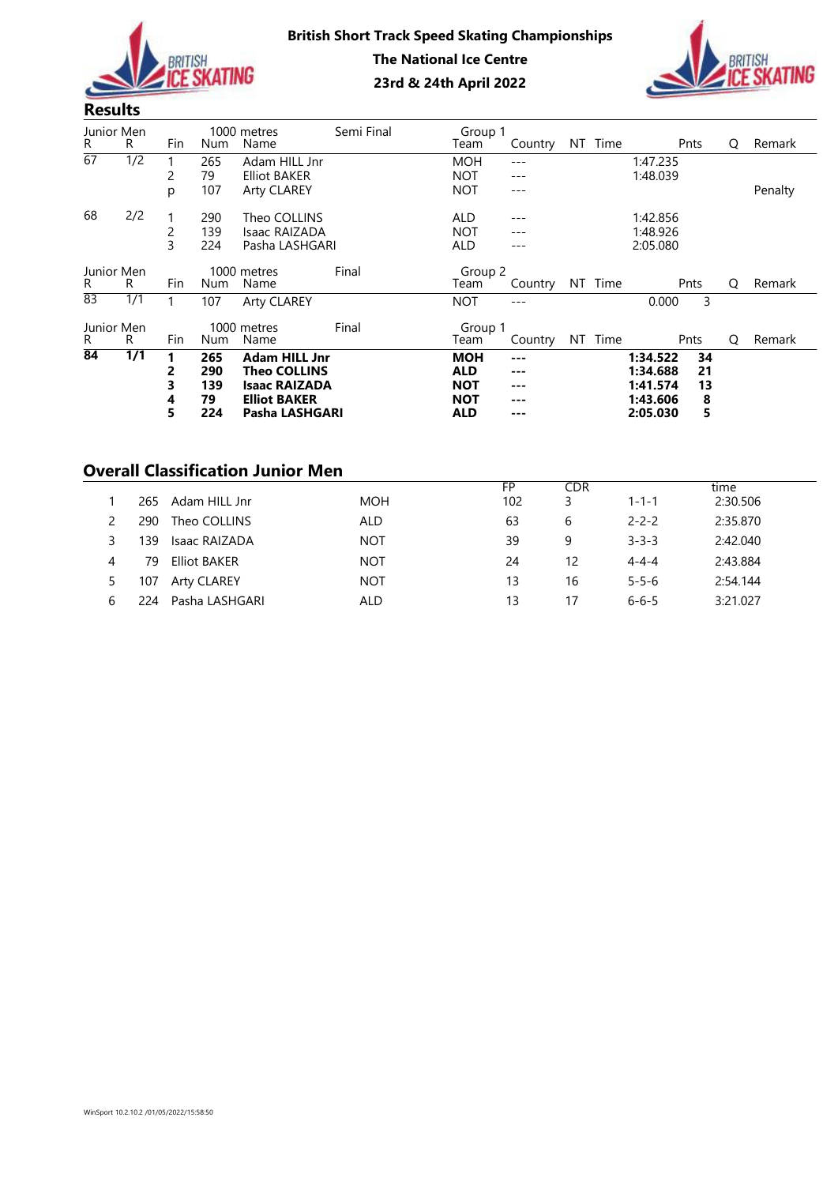# British Short Track Speed Skating Championships

**The National Ice Centre**

**23rd & 24th April 2022**

## Results

Junior Men — 1000 metres — Semi Final — Group 1

| R | R | Fin | Num | Name | Team | Country | NT | Time | Pnts | Q | Remark |
|---|---|---|---|---|---|---|---|---|---|---|---|
| 67 | 1/2 | 1 | 265 | Adam HILL Jnr | MOH | --- | | 1:47.235 | | | |
| | | 2 | 79 | Elliot BAKER | NOT | --- | | 1:48.039 | | | |
| | | p | 107 | Arty CLAREY | NOT | --- | | | | | Penalty |
| 68 | 2/2 | 1 | 290 | Theo COLLINS | ALD | --- | | 1:42.856 | | | |
| | | 2 | 139 | Isaac RAIZADA | NOT | --- | | 1:48.926 | | | |
| | | 3 | 224 | Pasha LASHGARI | ALD | --- | | 2:05.080 | | | |

Junior Men — 1000 metres — Final — Group 2

| R | R | Fin | Num | Name | Team | Country | NT | Time | Pnts | Q | Remark |
|---|---|---|---|---|---|---|---|---|---|---|---|
| 83 | 1/1 | 1 | 107 | Arty CLAREY | NOT | --- | | 0.000 | 3 | | |

Junior Men — 1000 metres — Final — Group 1

| R | R | Fin | Num | Name | Team | Country | NT | Time | Pnts | Q | Remark |
|---|---|---|---|---|---|---|---|---|---|---|---|
| **84** | **1/1** | **1** | **265** | **Adam HILL Jnr** | **MOH** | **---** | | **1:34.522** | **34** | | |
| | | **2** | **290** | **Theo COLLINS** | **ALD** | **---** | | **1:34.688** | **21** | | |
| | | **3** | **139** | **Isaac RAIZADA** | **NOT** | **---** | | **1:41.574** | **13** | | |
| | | **4** | **79** | **Elliot BAKER** | **NOT** | **---** | | **1:43.606** | **8** | | |
| | | **5** | **224** | **Pasha LASHGARI** | **ALD** | **---** | | **2:05.030** | **5** | | |

## Overall Classification Junior Men

| | | | | FP | CDR | | time |
|---|---|---|---|---|---|---|---|
| 1 | 265 | Adam HILL Jnr | MOH | 102 | 3 | 1-1-1 | 2:30.506 |
| 2 | 290 | Theo COLLINS | ALD | 63 | 6 | 2-2-2 | 2:35.870 |
| 3 | 139 | Isaac RAIZADA | NOT | 39 | 9 | 3-3-3 | 2:42.040 |
| 4 | 79 | Elliot BAKER | NOT | 24 | 12 | 4-4-4 | 2:43.884 |
| 5 | 107 | Arty CLAREY | NOT | 13 | 16 | 5-5-6 | 2:54.144 |
| 6 | 224 | Pasha LASHGARI | ALD | 13 | 17 | 6-6-5 | 3:21.027 |

WinSport 10.2.10.2 /01/05/2022/15:58:50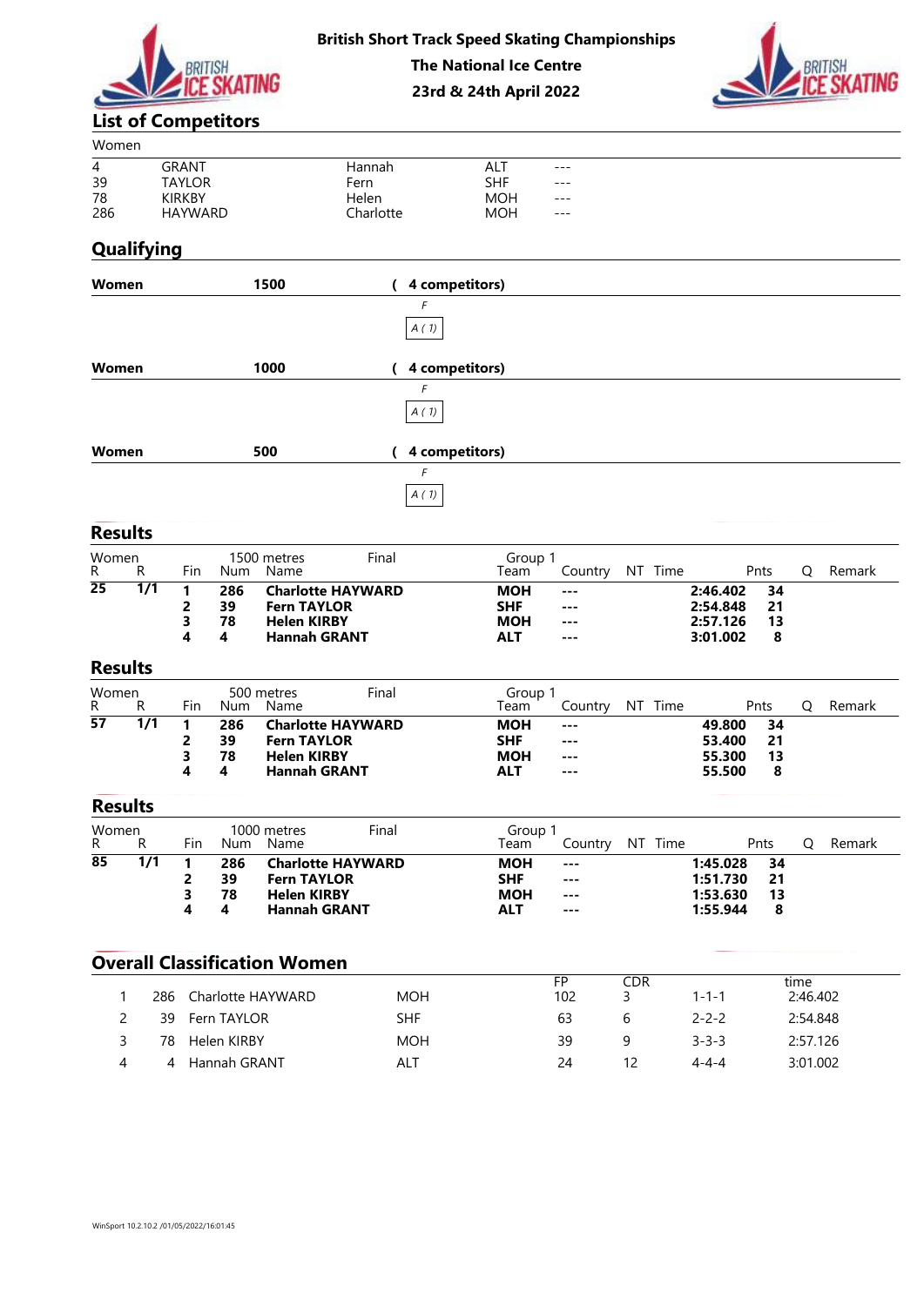British Short Track Speed Skating Championships
The National Ice Centre
23rd & 24th April 2022

## List of Competitors

Women

| | | | | |
|---|---|---|---|---|
| 4 | GRANT | Hannah | ALT | --- |
| 39 | TAYLOR | Fern | SHF | --- |
| 78 | KIRKBY | Helen | MOH | --- |
| 286 | HAYWARD | Charlotte | MOH | --- |

## Qualifying

**Women** **1500** **( 4 competitors)**

*F*

*A ( 1)*

**Women** **1000** **( 4 competitors)**

*F*

*A ( 1)*

**Women** **500** **( 4 competitors)**

*F*

*A ( 1)*

## Results

Women 1500 metres Final Group 1

| R | R | Fin | Num | Name | Team | Country | NT | Time | Pnts | Q | Remark |
|---|---|---|---|---|---|---|---|---|---|---|---|
| **25** | **1/1** | **1** | **286** | **Charlotte HAYWARD** | **MOH** | **---** | | **2:46.402** | **34** | | |
| | | **2** | **39** | **Fern TAYLOR** | **SHF** | **---** | | **2:54.848** | **21** | | |
| | | **3** | **78** | **Helen KIRBY** | **MOH** | **---** | | **2:57.126** | **13** | | |
| | | **4** | **4** | **Hannah GRANT** | **ALT** | **---** | | **3:01.002** | **8** | | |

## Results

Women 500 metres Final Group 1

| R | R | Fin | Num | Name | Team | Country | NT | Time | Pnts | Q | Remark |
|---|---|---|---|---|---|---|---|---|---|---|---|
| **57** | **1/1** | **1** | **286** | **Charlotte HAYWARD** | **MOH** | **---** | | **49.800** | **34** | | |
| | | **2** | **39** | **Fern TAYLOR** | **SHF** | **---** | | **53.400** | **21** | | |
| | | **3** | **78** | **Helen KIRBY** | **MOH** | **---** | | **55.300** | **13** | | |
| | | **4** | **4** | **Hannah GRANT** | **ALT** | **---** | | **55.500** | **8** | | |

## Results

Women 1000 metres Final Group 1

| R | R | Fin | Num | Name | Team | Country | NT | Time | Pnts | Q | Remark |
|---|---|---|---|---|---|---|---|---|---|---|---|
| **85** | **1/1** | **1** | **286** | **Charlotte HAYWARD** | **MOH** | **---** | | **1:45.028** | **34** | | |
| | | **2** | **39** | **Fern TAYLOR** | **SHF** | **---** | | **1:51.730** | **21** | | |
| | | **3** | **78** | **Helen KIRBY** | **MOH** | **---** | | **1:53.630** | **13** | | |
| | | **4** | **4** | **Hannah GRANT** | **ALT** | **---** | | **1:55.944** | **8** | | |

## Overall Classification Women

| | | | | FP | CDR | | time |
|---|---|---|---|---|---|---|---|
| 1 | 286 | Charlotte HAYWARD | MOH | 102 | 3 | 1-1-1 | 2:46.402 |
| 2 | 39 | Fern TAYLOR | SHF | 63 | 6 | 2-2-2 | 2:54.848 |
| 3 | 78 | Helen KIRBY | MOH | 39 | 9 | 3-3-3 | 2:57.126 |
| 4 | 4 | Hannah GRANT | ALT | 24 | 12 | 4-4-4 | 3:01.002 |

WinSport 10.2.10.2 /01/05/2022/16:01:45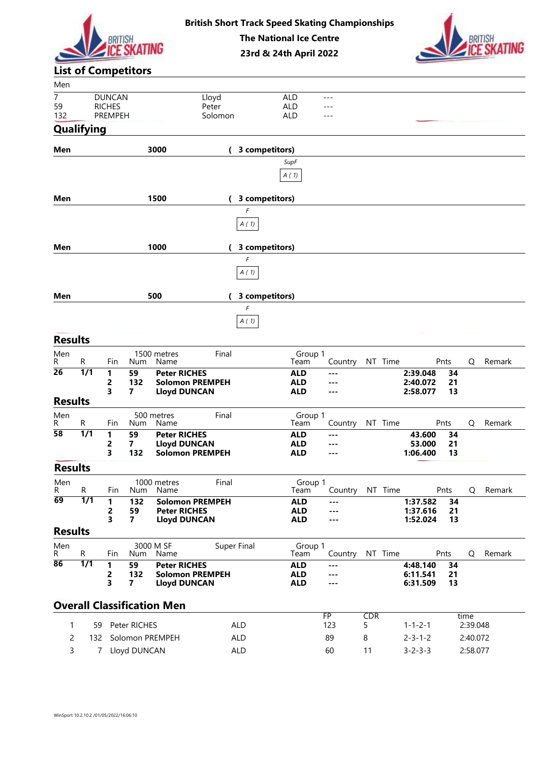**British Short Track Speed Skating Championships**
**The National Ice Centre**
**23rd & 24th April 2022**

## List of Competitors

Men

| | | | | |
|---|---|---|---|---|
| 7 | DUNCAN | Lloyd | ALD | --- |
| 59 | RICHES | Peter | ALD | --- |
| 132 | PREMPEH | Solomon | ALD | --- |

## Qualifying

**Men** **3000** ( **3 competitors)**

*SupF*

A ( 1)

**Men** **1500** ( **3 competitors)**

*F*

A ( 1)

**Men** **1000** ( **3 competitors)**

*F*

A ( 1)

**Men** **500** ( **3 competitors)**

*F*

A ( 1)

## Results

Men — 1500 metres — Final — Group 1

| R | R | Fin | Num | Name | Team | Country | NT | Time | Pnts | Q | Remark |
|---|---|---|---|---|---|---|---|---|---|---|---|
| **26** | **1/1** | **1** | **59** | **Peter RICHES** | **ALD** | --- | | **2:39.048** | **34** | | |
| | | **2** | **132** | **Solomon PREMPEH** | **ALD** | --- | | **2:40.072** | **21** | | |
| | | **3** | **7** | **Lloyd DUNCAN** | **ALD** | --- | | **2:58.077** | **13** | | |

## Results

Men — 500 metres — Final — Group 1

| R | R | Fin | Num | Name | Team | Country | NT | Time | Pnts | Q | Remark |
|---|---|---|---|---|---|---|---|---|---|---|---|
| **58** | **1/1** | **1** | **59** | **Peter RICHES** | **ALD** | --- | | **43.600** | **34** | | |
| | | **2** | **7** | **Lloyd DUNCAN** | **ALD** | --- | | **53.000** | **21** | | |
| | | **3** | **132** | **Solomon PREMPEH** | **ALD** | --- | | **1:06.400** | **13** | | |

## Results

Men — 1000 metres — Final — Group 1

| R | R | Fin | Num | Name | Team | Country | NT | Time | Pnts | Q | Remark |
|---|---|---|---|---|---|---|---|---|---|---|---|
| **69** | **1/1** | **1** | **132** | **Solomon PREMPEH** | **ALD** | --- | | **1:37.582** | **34** | | |
| | | **2** | **59** | **Peter RICHES** | **ALD** | --- | | **1:37.616** | **21** | | |
| | | **3** | **7** | **Lloyd DUNCAN** | **ALD** | --- | | **1:52.024** | **13** | | |

## Results

Men — 3000 M SF — Super Final — Group 1

| R | R | Fin | Num | Name | Team | Country | NT | Time | Pnts | Q | Remark |
|---|---|---|---|---|---|---|---|---|---|---|---|
| **86** | **1/1** | **1** | **59** | **Peter RICHES** | **ALD** | --- | | **4:48.140** | **34** | | |
| | | **2** | **132** | **Solomon PREMPEH** | **ALD** | --- | | **6:11.541** | **21** | | |
| | | **3** | **7** | **Lloyd DUNCAN** | **ALD** | --- | | **6:31.509** | **13** | | |

## Overall Classification Men

| | | | | FP | CDR | | time |
|---|---|---|---|---|---|---|---|
| 1 | 59 | Peter RICHES | ALD | 123 | 5 | 1-1-2-1 | 2:39.048 |
| 2 | 132 | Solomon PREMPEH | ALD | 89 | 8 | 2-3-1-2 | 2:40.072 |
| 3 | 7 | Lloyd DUNCAN | ALD | 60 | 11 | 3-2-3-3 | 2:58.077 |

WinSport 10.2.10.2 /01/05/2022/16:06:10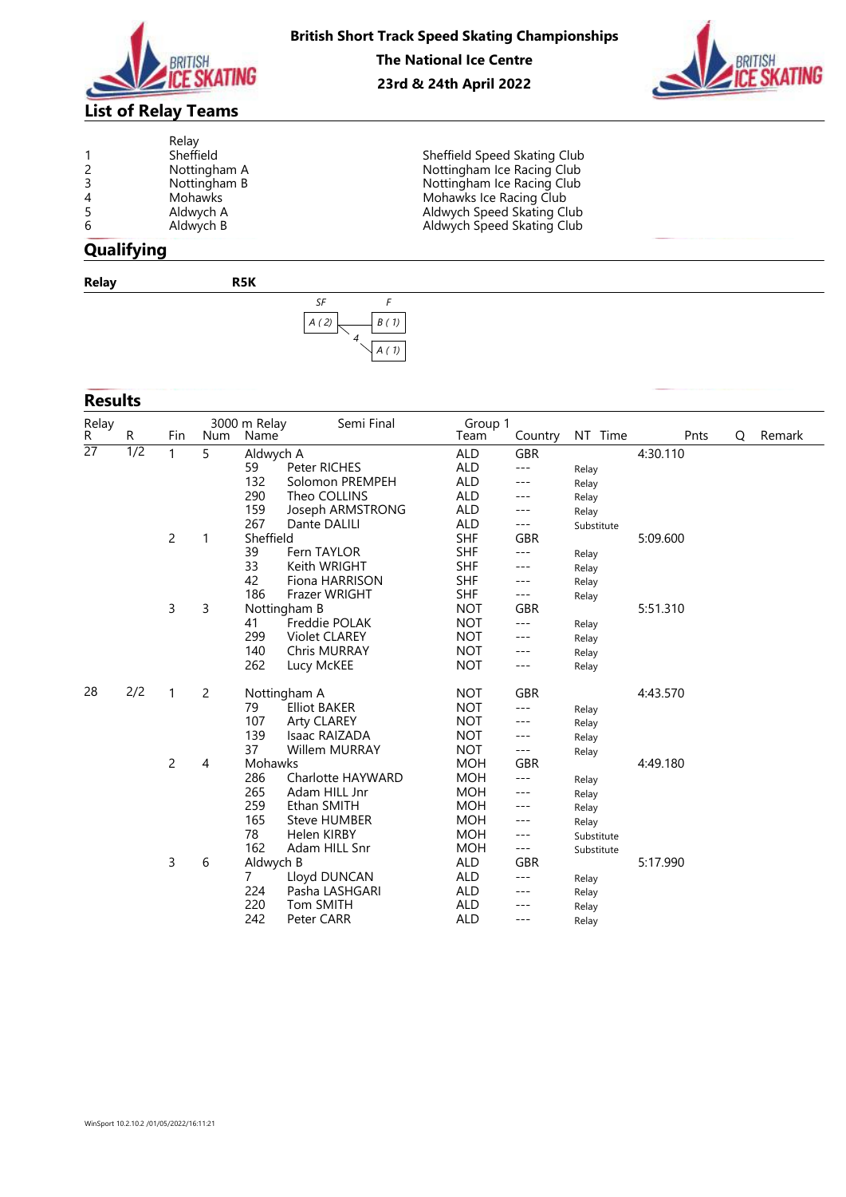**British Short Track Speed Skating Championships**

**The National Ice Centre**

**23rd & 24th April 2022**

## List of Relay Teams

| | Relay | |
|---|---|---|
| 1 | Sheffield | Sheffield Speed Skating Club |
| 2 | Nottingham A | Nottingham Ice Racing Club |
| 3 | Nottingham B | Nottingham Ice Racing Club |
| 4 | Mohawks | Mohawks Ice Racing Club |
| 5 | Aldwych A | Aldwych Speed Skating Club |
| 6 | Aldwych B | Aldwych Speed Skating Club |

## Qualifying

**Relay** **R5K**

| SF | | F |
|---|---|---|
| A ( 2) | | B ( 1) |
| | 4 | A ( 1) |

## Results

| Relay R | R | Fin | 3000 m Relay Num | Semi Final Name | Group 1 Team | Country | NT Time | | Pnts | Q | Remark |
|---|---|---|---|---|---|---|---|---|---|---|---|
| 27 | 1/2 | 1 | 5 | Aldwych A | ALD | GBR | | 4:30.110 | | | |
| | | | | 59 Peter RICHES | ALD | --- | Relay | | | | |
| | | | | 132 Solomon PREMPEH | ALD | --- | Relay | | | | |
| | | | | 290 Theo COLLINS | ALD | --- | Relay | | | | |
| | | | | 159 Joseph ARMSTRONG | ALD | --- | Relay | | | | |
| | | | | 267 Dante DALILI | ALD | --- | Substitute | | | | |
| | | 2 | 1 | Sheffield | SHF | GBR | | 5:09.600 | | | |
| | | | | 39 Fern TAYLOR | SHF | --- | Relay | | | | |
| | | | | 33 Keith WRIGHT | SHF | --- | Relay | | | | |
| | | | | 42 Fiona HARRISON | SHF | --- | Relay | | | | |
| | | | | 186 Frazer WRIGHT | SHF | --- | Relay | | | | |
| | | 3 | 3 | Nottingham B | NOT | GBR | | 5:51.310 | | | |
| | | | | 41 Freddie POLAK | NOT | --- | Relay | | | | |
| | | | | 299 Violet CLAREY | NOT | --- | Relay | | | | |
| | | | | 140 Chris MURRAY | NOT | --- | Relay | | | | |
| | | | | 262 Lucy McKEE | NOT | --- | Relay | | | | |
| 28 | 2/2 | 1 | 2 | Nottingham A | NOT | GBR | | 4:43.570 | | | |
| | | | | 79 Elliot BAKER | NOT | --- | Relay | | | | |
| | | | | 107 Arty CLAREY | NOT | --- | Relay | | | | |
| | | | | 139 Isaac RAIZADA | NOT | --- | Relay | | | | |
| | | | | 37 Willem MURRAY | NOT | --- | Relay | | | | |
| | | 2 | 4 | Mohawks | MOH | GBR | | 4:49.180 | | | |
| | | | | 286 Charlotte HAYWARD | MOH | --- | Relay | | | | |
| | | | | 265 Adam HILL Jnr | MOH | --- | Relay | | | | |
| | | | | 259 Ethan SMITH | MOH | --- | Relay | | | | |
| | | | | 165 Steve HUMBER | MOH | --- | Relay | | | | |
| | | | | 78 Helen KIRBY | MOH | --- | Substitute | | | | |
| | | | | 162 Adam HILL Snr | MOH | --- | Substitute | | | | |
| | | 3 | 6 | Aldwych B | ALD | GBR | | 5:17.990 | | | |
| | | | | 7 Lloyd DUNCAN | ALD | --- | Relay | | | | |
| | | | | 224 Pasha LASHGARI | ALD | --- | Relay | | | | |
| | | | | 220 Tom SMITH | ALD | --- | Relay | | | | |
| | | | | 242 Peter CARR | ALD | --- | Relay | | | | |

WinSport 10.2.10.2 /01/05/2022/16:11:21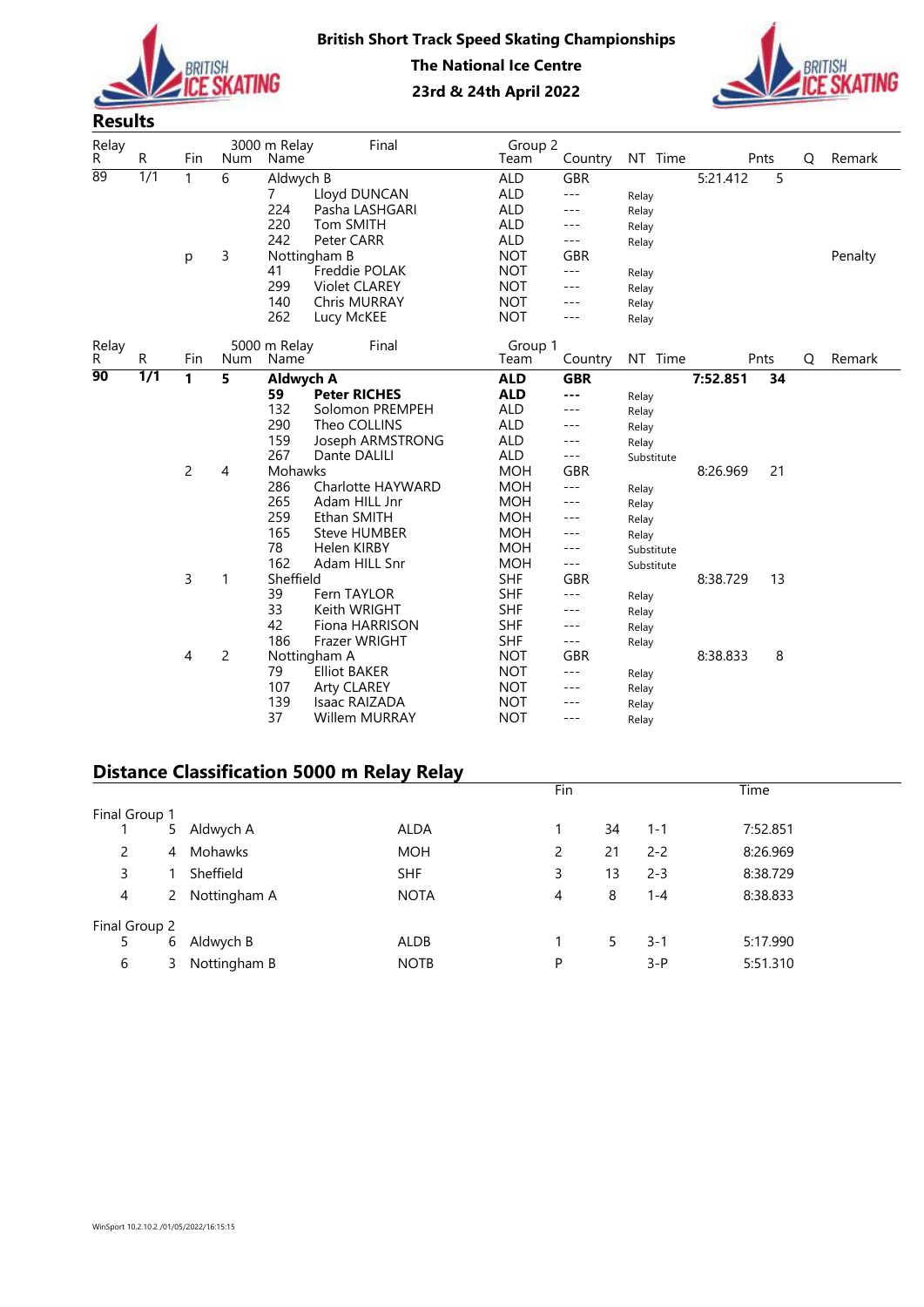**British Short Track Speed Skating Championships**
**The National Ice Centre**
**23rd & 24th April 2022**

## Results

| Relay R | R | Fin | Num | 3000 m Relay Final Name | | Group 2 Team | Country | NT | Time | Pnts | Q | Remark |
|---|---|---|---|---|---|---|---|---|---|---|---|---|
| 89 | 1/1 | 1 | 6 | Aldwych B | | ALD | GBR | | 5:21.412 | 5 | | |
| | | | | 7 | Lloyd DUNCAN | ALD | --- | Relay | | | | |
| | | | | 224 | Pasha LASHGARI | ALD | --- | Relay | | | | |
| | | | | 220 | Tom SMITH | ALD | --- | Relay | | | | |
| | | | | 242 | Peter CARR | ALD | --- | Relay | | | | |
| | | p | 3 | Nottingham B | | NOT | GBR | | | | | Penalty |
| | | | | 41 | Freddie POLAK | NOT | --- | Relay | | | | |
| | | | | 299 | Violet CLAREY | NOT | --- | Relay | | | | |
| | | | | 140 | Chris MURRAY | NOT | --- | Relay | | | | |
| | | | | 262 | Lucy McKEE | NOT | --- | Relay | | | | |

| Relay R | R | Fin | Num | 5000 m Relay Final Name | | Group 1 Team | Country | NT | Time | Pnts | Q | Remark |
|---|---|---|---|---|---|---|---|---|---|---|---|---|
| **90** | **1/1** | **1** | **5** | **Aldwych A** | | **ALD** | **GBR** | | **7:52.851** | **34** | | |
| | | | | **59** | **Peter RICHES** | **ALD** | **---** | Relay | | | | |
| | | | | 132 | Solomon PREMPEH | ALD | --- | Relay | | | | |
| | | | | 290 | Theo COLLINS | ALD | --- | Relay | | | | |
| | | | | 159 | Joseph ARMSTRONG | ALD | --- | Relay | | | | |
| | | | | 267 | Dante DALILI | ALD | --- | Substitute | | | | |
| | | 2 | 4 | Mohawks | | MOH | GBR | | 8:26.969 | 21 | | |
| | | | | 286 | Charlotte HAYWARD | MOH | --- | Relay | | | | |
| | | | | 265 | Adam HILL Jnr | MOH | --- | Relay | | | | |
| | | | | 259 | Ethan SMITH | MOH | --- | Relay | | | | |
| | | | | 165 | Steve HUMBER | MOH | --- | Relay | | | | |
| | | | | 78 | Helen KIRBY | MOH | --- | Substitute | | | | |
| | | | | 162 | Adam HILL Snr | MOH | --- | Substitute | | | | |
| | | 3 | 1 | Sheffield | | SHF | GBR | | 8:38.729 | 13 | | |
| | | | | 39 | Fern TAYLOR | SHF | --- | Relay | | | | |
| | | | | 33 | Keith WRIGHT | SHF | --- | Relay | | | | |
| | | | | 42 | Fiona HARRISON | SHF | --- | Relay | | | | |
| | | | | 186 | Frazer WRIGHT | SHF | --- | Relay | | | | |
| | | 4 | 2 | Nottingham A | | NOT | GBR | | 8:38.833 | 8 | | |
| | | | | 79 | Elliot BAKER | NOT | --- | Relay | | | | |
| | | | | 107 | Arty CLAREY | NOT | --- | Relay | | | | |
| | | | | 139 | Isaac RAIZADA | NOT | --- | Relay | | | | |
| | | | | 37 | Willem MURRAY | NOT | --- | Relay | | | | |

## Distance Classification 5000 m Relay Relay

| | | | | Fin | | | Time |
|---|---|---|---|---|---|---|---|
| **Final Group 1** | | | | | | | |
| 1 | 5 | Aldwych A | ALDA | 1 | 34 | 1-1 | 7:52.851 |
| 2 | 4 | Mohawks | MOH | 2 | 21 | 2-2 | 8:26.969 |
| 3 | 1 | Sheffield | SHF | 3 | 13 | 2-3 | 8:38.729 |
| 4 | 2 | Nottingham A | NOTA | 4 | 8 | 1-4 | 8:38.833 |
| **Final Group 2** | | | | | | | |
| 5 | 6 | Aldwych B | ALDB | 1 | 5 | 3-1 | 5:17.990 |
| 6 | 3 | Nottingham B | NOTB | P | | 3-P | 5:51.310 |

WinSport 10.2.10.2 /01/05/2022/16:15:15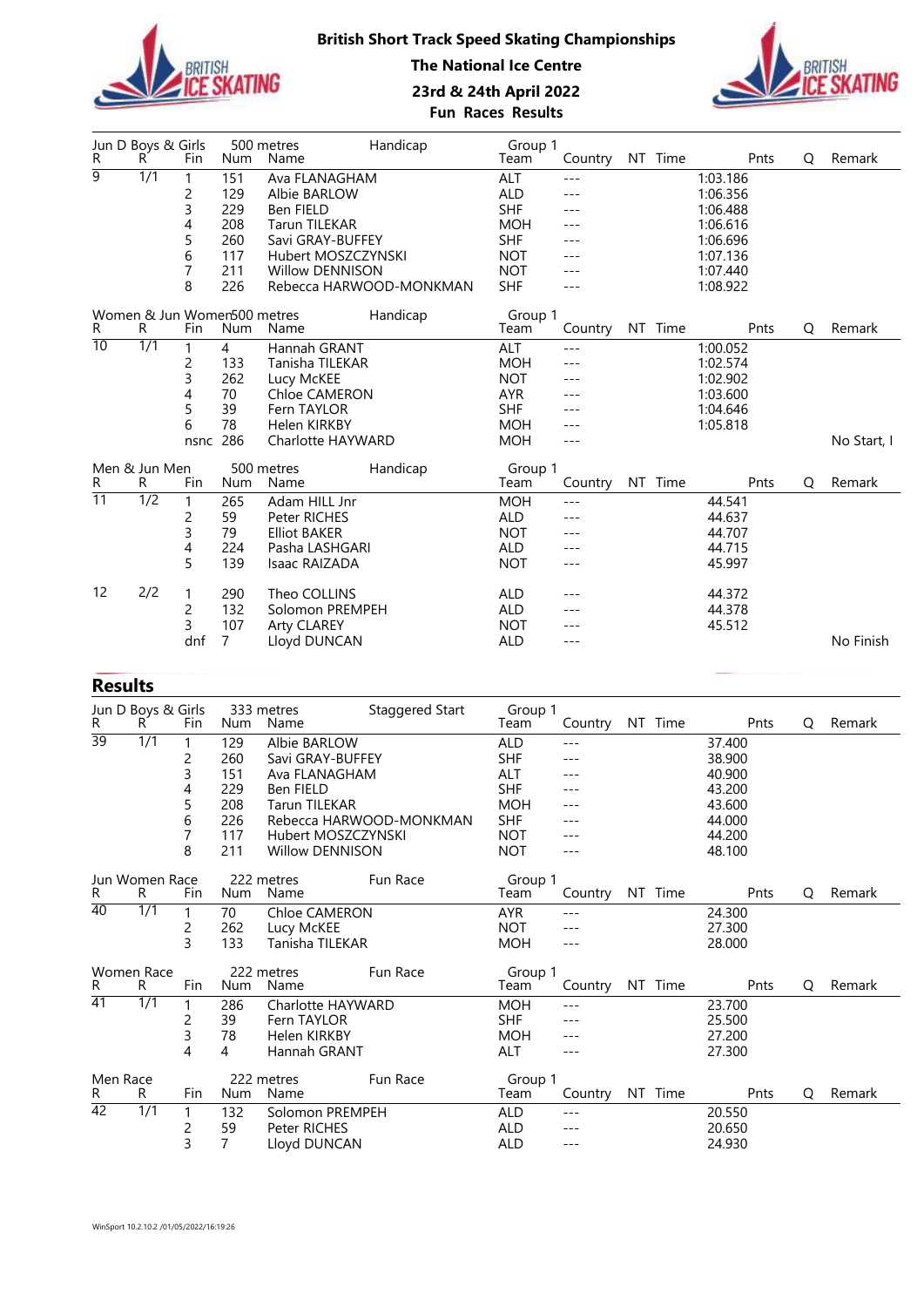# British Short Track Speed Skating Championships

**The National Ice Centre**

**23rd & 24th April 2022**

**Fun Races Results**

Jun D Boys & Girls — 500 metres — Handicap — Group 1

| R | R | Fin | Num | Name | Team | Country | NT | Time | Pnts | Q | Remark |
|---|---|---|---|---|---|---|---|---|---|---|---|
| 9 | 1/1 | 1 | 151 | Ava FLANAGHAM | ALT | --- | | 1:03.186 | | | |
| | | 2 | 129 | Albie BARLOW | ALD | --- | | 1:06.356 | | | |
| | | 3 | 229 | Ben FIELD | SHF | --- | | 1:06.488 | | | |
| | | 4 | 208 | Tarun TILEKAR | MOH | --- | | 1:06.616 | | | |
| | | 5 | 260 | Savi GRAY-BUFFEY | SHF | --- | | 1:06.696 | | | |
| | | 6 | 117 | Hubert MOSZCZYNSKI | NOT | --- | | 1:07.136 | | | |
| | | 7 | 211 | Willow DENNISON | NOT | --- | | 1:07.440 | | | |
| | | 8 | 226 | Rebecca HARWOOD-MONKMAN | SHF | --- | | 1:08.922 | | | |

Women & Jun Women — 500 metres — Handicap — Group 1

| R | R | Fin | Num | Name | Team | Country | NT | Time | Pnts | Q | Remark |
|---|---|---|---|---|---|---|---|---|---|---|---|
| 10 | 1/1 | 1 | 4 | Hannah GRANT | ALT | --- | | 1:00.052 | | | |
| | | 2 | 133 | Tanisha TILEKAR | MOH | --- | | 1:02.574 | | | |
| | | 3 | 262 | Lucy McKEE | NOT | --- | | 1:02.902 | | | |
| | | 4 | 70 | Chloe CAMERON | AYR | --- | | 1:03.600 | | | |
| | | 5 | 39 | Fern TAYLOR | SHF | --- | | 1:04.646 | | | |
| | | 6 | 78 | Helen KIRKBY | MOH | --- | | 1:05.818 | | | |
| | | nsnc | 286 | Charlotte HAYWARD | MOH | --- | | | | | No Start, I |

Men & Jun Men — 500 metres — Handicap — Group 1

| R | R | Fin | Num | Name | Team | Country | NT | Time | Pnts | Q | Remark |
|---|---|---|---|---|---|---|---|---|---|---|---|
| 11 | 1/2 | 1 | 265 | Adam HILL Jnr | MOH | --- | | 44.541 | | | |
| | | 2 | 59 | Peter RICHES | ALD | --- | | 44.637 | | | |
| | | 3 | 79 | Elliot BAKER | NOT | --- | | 44.707 | | | |
| | | 4 | 224 | Pasha LASHGARI | ALD | --- | | 44.715 | | | |
| | | 5 | 139 | Isaac RAIZADA | NOT | --- | | 45.997 | | | |
| 12 | 2/2 | 1 | 290 | Theo COLLINS | ALD | --- | | 44.372 | | | |
| | | 2 | 132 | Solomon PREMPEH | ALD | --- | | 44.378 | | | |
| | | 3 | 107 | Arty CLAREY | NOT | --- | | 45.512 | | | |
| | | dnf | 7 | Lloyd DUNCAN | ALD | --- | | | | | No Finish |

## Results

Jun D Boys & Girls — 333 metres — Staggered Start — Group 1

| R | R | Fin | Num | Name | Team | Country | NT | Time | Pnts | Q | Remark |
|---|---|---|---|---|---|---|---|---|---|---|---|
| 39 | 1/1 | 1 | 129 | Albie BARLOW | ALD | --- | | 37.400 | | | |
| | | 2 | 260 | Savi GRAY-BUFFEY | SHF | --- | | 38.900 | | | |
| | | 3 | 151 | Ava FLANAGHAM | ALT | --- | | 40.900 | | | |
| | | 4 | 229 | Ben FIELD | SHF | --- | | 43.200 | | | |
| | | 5 | 208 | Tarun TILEKAR | MOH | --- | | 43.600 | | | |
| | | 6 | 226 | Rebecca HARWOOD-MONKMAN | SHF | --- | | 44.000 | | | |
| | | 7 | 117 | Hubert MOSZCZYNSKI | NOT | --- | | 44.200 | | | |
| | | 8 | 211 | Willow DENNISON | NOT | --- | | 48.100 | | | |

Jun Women Race — 222 metres — Fun Race — Group 1

| R | R | Fin | Num | Name | Team | Country | NT | Time | Pnts | Q | Remark |
|---|---|---|---|---|---|---|---|---|---|---|---|
| 40 | 1/1 | 1 | 70 | Chloe CAMERON | AYR | --- | | 24.300 | | | |
| | | 2 | 262 | Lucy McKEE | NOT | --- | | 27.300 | | | |
| | | 3 | 133 | Tanisha TILEKAR | MOH | --- | | 28.000 | | | |

Women Race — 222 metres — Fun Race — Group 1

| R | R | Fin | Num | Name | Team | Country | NT | Time | Pnts | Q | Remark |
|---|---|---|---|---|---|---|---|---|---|---|---|
| 41 | 1/1 | 1 | 286 | Charlotte HAYWARD | MOH | --- | | 23.700 | | | |
| | | 2 | 39 | Fern TAYLOR | SHF | --- | | 25.500 | | | |
| | | 3 | 78 | Helen KIRKBY | MOH | --- | | 27.200 | | | |
| | | 4 | 4 | Hannah GRANT | ALT | --- | | 27.300 | | | |

Men Race — 222 metres — Fun Race — Group 1

| R | R | Fin | Num | Name | Team | Country | NT | Time | Pnts | Q | Remark |
|---|---|---|---|---|---|---|---|---|---|---|---|
| 42 | 1/1 | 1 | 132 | Solomon PREMPEH | ALD | --- | | 20.550 | | | |
| | | 2 | 59 | Peter RICHES | ALD | --- | | 20.650 | | | |
| | | 3 | 7 | Lloyd DUNCAN | ALD | --- | | 24.930 | | | |

WinSport 10.2.10.2 /01/05/2022/16:19:26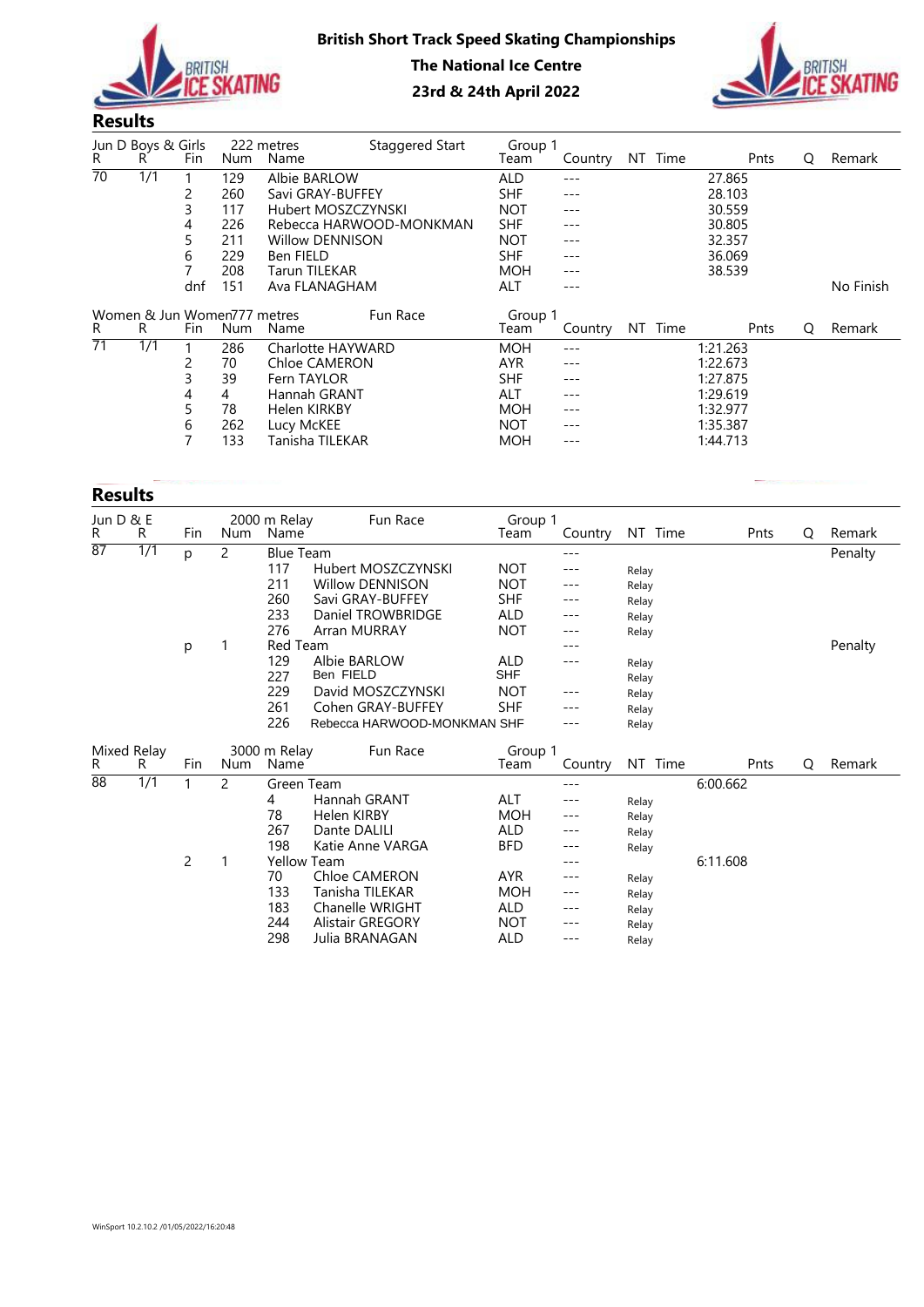# British Short Track Speed Skating Championships

**The National Ice Centre**

**23rd & 24th April 2022**

## Results

Jun D Boys & Girls — 222 metres — Staggered Start — Group 1

| R | R | Fin | Num | Name | Team | Country | NT | Time | Pnts | Q | Remark |
|---|---|---|---|---|---|---|---|---|---|---|---|
| 70 | 1/1 | 1 | 129 | Albie BARLOW | ALD | --- | | 27.865 | | | |
| | | 2 | 260 | Savi GRAY-BUFFEY | SHF | --- | | 28.103 | | | |
| | | 3 | 117 | Hubert MOSZCZYNSKI | NOT | --- | | 30.559 | | | |
| | | 4 | 226 | Rebecca HARWOOD-MONKMAN | SHF | --- | | 30.805 | | | |
| | | 5 | 211 | Willow DENNISON | NOT | --- | | 32.357 | | | |
| | | 6 | 229 | Ben FIELD | SHF | --- | | 36.069 | | | |
| | | 7 | 208 | Tarun TILEKAR | MOH | --- | | 38.539 | | | |
| | | dnf | 151 | Ava FLANAGHAM | ALT | --- | | | | | No Finish |

Women & Jun Women 777 metres — Fun Race — Group 1

| R | R | Fin | Num | Name | Team | Country | NT | Time | Pnts | Q | Remark |
|---|---|---|---|---|---|---|---|---|---|---|---|
| 71 | 1/1 | 1 | 286 | Charlotte HAYWARD | MOH | --- | | 1:21.263 | | | |
| | | 2 | 70 | Chloe CAMERON | AYR | --- | | 1:22.673 | | | |
| | | 3 | 39 | Fern TAYLOR | SHF | --- | | 1:27.875 | | | |
| | | 4 | 4 | Hannah GRANT | ALT | --- | | 1:29.619 | | | |
| | | 5 | 78 | Helen KIRKBY | MOH | --- | | 1:32.977 | | | |
| | | 6 | 262 | Lucy McKEE | NOT | --- | | 1:35.387 | | | |
| | | 7 | 133 | Tanisha TILEKAR | MOH | --- | | 1:44.713 | | | |

## Results

Jun D & E — 2000 m Relay — Fun Race — Group 1

| R | R | Fin | Num | Name | Team | Country | NT | Time | Pnts | Q | Remark |
|---|---|---|---|---|---|---|---|---|---|---|---|
| 87 | 1/1 | p | 2 | Blue Team | | --- | | | | | Penalty |
| | | | | 117 Hubert MOSZCZYNSKI | NOT | --- | Relay | | | | |
| | | | | 211 Willow DENNISON | NOT | --- | Relay | | | | |
| | | | | 260 Savi GRAY-BUFFEY | SHF | --- | Relay | | | | |
| | | | | 233 Daniel TROWBRIDGE | ALD | --- | Relay | | | | |
| | | | | 276 Arran MURRAY | NOT | --- | Relay | | | | |
| | | p | 1 | Red Team | | --- | | | | | Penalty |
| | | | | 129 Albie BARLOW | ALD | --- | Relay | | | | |
| | | | | 227 Ben FIELD | SHF | | Relay | | | | |
| | | | | 229 David MOSZCZYNSKI | NOT | --- | Relay | | | | |
| | | | | 261 Cohen GRAY-BUFFEY | SHF | --- | Relay | | | | |
| | | | | 226 Rebecca HARWOOD-MONKMAN | SHF | --- | Relay | | | | |

Mixed Relay — 3000 m Relay — Fun Race — Group 1

| R | R | Fin | Num | Name | Team | Country | NT | Time | Pnts | Q | Remark |
|---|---|---|---|---|---|---|---|---|---|---|---|
| 88 | 1/1 | 1 | 2 | Green Team | | --- | | 6:00.662 | | | |
| | | | | 4 Hannah GRANT | ALT | --- | Relay | | | | |
| | | | | 78 Helen KIRBY | MOH | --- | Relay | | | | |
| | | | | 267 Dante DALILI | ALD | --- | Relay | | | | |
| | | | | 198 Katie Anne VARGA | BFD | --- | Relay | | | | |
| | | 2 | 1 | Yellow Team | | --- | | 6:11.608 | | | |
| | | | | 70 Chloe CAMERON | AYR | --- | Relay | | | | |
| | | | | 133 Tanisha TILEKAR | MOH | --- | Relay | | | | |
| | | | | 183 Chanelle WRIGHT | ALD | --- | Relay | | | | |
| | | | | 244 Alistair GREGORY | NOT | --- | Relay | | | | |
| | | | | 298 Julia BRANAGAN | ALD | --- | Relay | | | | |

WinSport 10.2.10.2 /01/05/2022/16:20:48